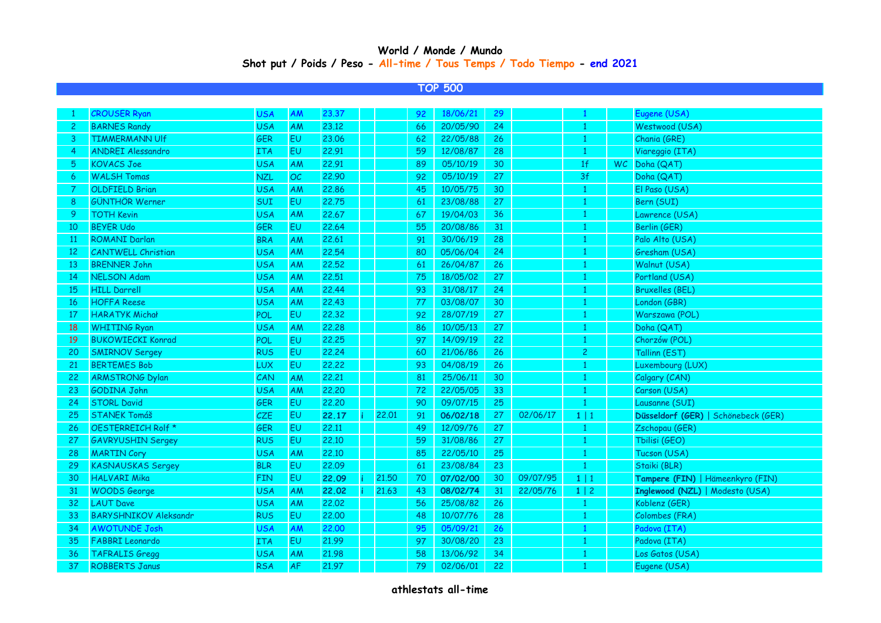**World / Monde / Mundo**
**Shot put / Poids / Peso - All-time / Tous Temps / Todo Tiempo - end 2021**

**TOP 500**

| | | | | | | | | | | | | | |
|---|---|---|---|---|---|---|---|---|---|---|---|---|---|
| 1 | CROUSER Ryan | USA | AM | 23.37 | | | 92 | 18/06/21 | 29 | | 1 | | Eugene (USA) |
| 2 | BARNES Randy | USA | AM | 23.12 | | | 66 | 20/05/90 | 24 | | 1 | | Westwood (USA) |
| 3 | TIMMERMANN Ulf | GER | EU | 23.06 | | | 62 | 22/05/88 | 26 | | 1 | | Chania (GRE) |
| 4 | ANDREI Alessandro | ITA | EU | 22.91 | | | 59 | 12/08/87 | 28 | | 1 | | Viareggio (ITA) |
| 5 | KOVACS Joe | USA | AM | 22.91 | | | 89 | 05/10/19 | 30 | | 1f | WC | Doha (QAT) |
| 6 | WALSH Tomas | NZL | OC | 22.90 | | | 92 | 05/10/19 | 27 | | 3f | | Doha (QAT) |
| 7 | OLDFIELD Brian | USA | AM | 22.86 | | | 45 | 10/05/75 | 30 | | 1 | | El Paso (USA) |
| 8 | GÜNTHÖR Werner | SUI | EU | 22.75 | | | 61 | 23/08/88 | 27 | | 1 | | Bern (SUI) |
| 9 | TOTH Kevin | USA | AM | 22.67 | | | 67 | 19/04/03 | 36 | | 1 | | Lawrence (USA) |
| 10 | BEYER Udo | GER | EU | 22.64 | | | 55 | 20/08/86 | 31 | | 1 | | Berlin (GER) |
| 11 | ROMANI Darlan | BRA | AM | 22.61 | | | 91 | 30/06/19 | 28 | | 1 | | Palo Alto (USA) |
| 12 | CANTWELL Christian | USA | AM | 22.54 | | | 80 | 05/06/04 | 24 | | 1 | | Gresham (USA) |
| 13 | BRENNER John | USA | AM | 22.52 | | | 61 | 26/04/87 | 26 | | 1 | | Walnut (USA) |
| 14 | NELSON Adam | USA | AM | 22.51 | | | 75 | 18/05/02 | 27 | | 1 | | Portland (USA) |
| 15 | HILL Darrell | USA | AM | 22.44 | | | 93 | 31/08/17 | 24 | | 1 | | Bruxelles (BEL) |
| 16 | HOFFA Reese | USA | AM | 22.43 | | | 77 | 03/08/07 | 30 | | 1 | | London (GBR) |
| 17 | HARATYK Michał | POL | EU | 22.32 | | | 92 | 28/07/19 | 27 | | 1 | | Warszawa (POL) |
| 18 | WHITING Ryan | USA | AM | 22.28 | | | 86 | 10/05/13 | 27 | | 1 | | Doha (QAT) |
| 19 | BUKOWIECKI Konrad | POL | EU | 22.25 | | | 97 | 14/09/19 | 22 | | 1 | | Chorzów (POL) |
| 20 | SMIRNOV Sergey | RUS | EU | 22.24 | | | 60 | 21/06/86 | 26 | | 2 | | Tallinn (EST) |
| 21 | BERTEMES Bob | LUX | EU | 22.22 | | | 93 | 04/08/19 | 26 | | 1 | | Luxembourg (LUX) |
| 22 | ARMSTRONG Dylan | CAN | AM | 22.21 | | | 81 | 25/06/11 | 30 | | 1 | | Calgary (CAN) |
| 23 | GODINA John | USA | AM | 22.20 | | | 72 | 22/05/05 | 33 | | 1 | | Carson (USA) |
| 24 | STORL David | GER | EU | 22.20 | | | 90 | 09/07/15 | 25 | | 1 | | Lausanne (SUI) |
| 25 | STANEK Tomáš | CZE | EU | **22.17** | i | 22.01 | 91 | **06/02/18** | 27 | 02/06/17 | 1 \| 1 | | **Düsseldorf (GER)** \| Schönebeck (GER) |
| 26 | OESTERREICH Rolf * | GER | EU | 22.11 | | | 49 | 12/09/76 | 27 | | 1 | | Zschopau (GER) |
| 27 | GAVRYUSHIN Sergey | RUS | EU | 22.10 | | | 59 | 31/08/86 | 27 | | 1 | | Tbilisi (GEO) |
| 28 | MARTIN Cory | USA | AM | 22.10 | | | 85 | 22/05/10 | 25 | | 1 | | Tucson (USA) |
| 29 | KASNAUSKAS Sergey | BLR | EU | 22.09 | | | 61 | 23/08/84 | 23 | | 1 | | Staiki (BLR) |
| 30 | HALVARI Mika | FIN | EU | **22.09** | i | 21.50 | 70 | **07/02/00** | 30 | 09/07/95 | 1 \| 1 | | **Tampere (FIN)** \| Hämeenkyro (FIN) |
| 31 | WOODS George | USA | AM | **22.02** | i | 21.63 | 43 | **08/02/74** | 31 | 22/05/76 | 1 \| 2 | | **Inglewood (NZL)** \| Modesto (USA) |
| 32 | LAUT Dave | USA | AM | 22.02 | | | 56 | 25/08/82 | 26 | | 1 | | Koblenz (GER) |
| 33 | BARYSHNIKOV Aleksandr | RUS | EU | 22.00 | | | 48 | 10/07/76 | 28 | | 1 | | Colombes (FRA) |
| 34 | AWOTUNDE Josh | USA | AM | 22.00 | | | 95 | 05/09/21 | 26 | | 1 | | Padova (ITA) |
| 35 | FABBRI Leonardo | ITA | EU | 21.99 | | | 97 | 30/08/20 | 23 | | 1 | | Padova (ITA) |
| 36 | TAFRALIS Gregg | USA | AM | 21.98 | | | 58 | 13/06/92 | 34 | | 1 | | Los Gatos (USA) |
| 37 | ROBBERTS Janus | RSA | AF | 21.97 | | | 79 | 02/06/01 | 22 | | 1 | | Eugene (USA) |

**athlestats all-time**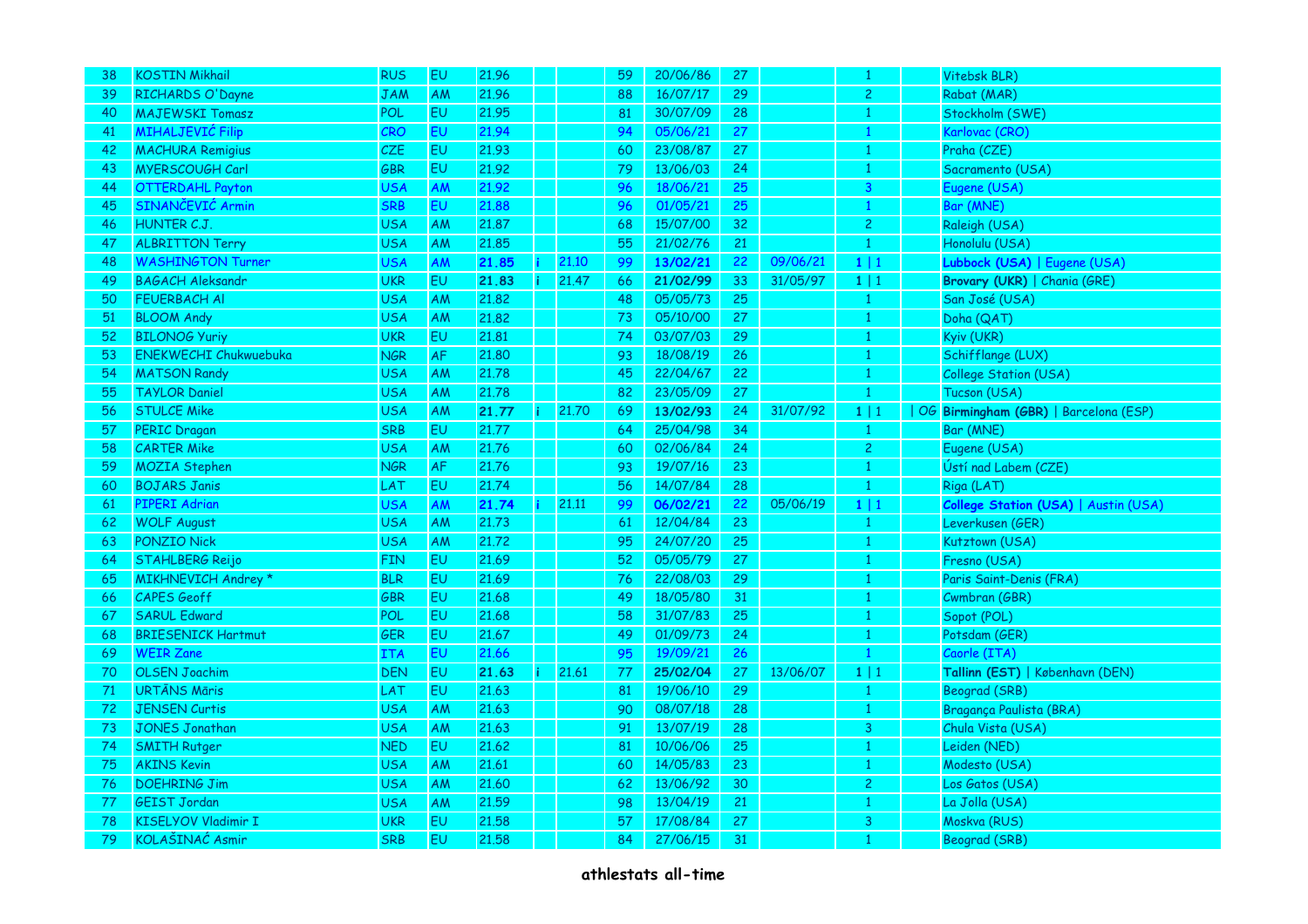| | | | | | | | | | | | | | |
|---|---|---|---|---|---|---|---|---|---|---|---|---|---|
| 38 | KOSTIN Mikhail | RUS | EU | 21.96 | | | 59 | 20/06/86 | 27 | | 1 | | Vitebsk BLR) |
| 39 | RICHARDS O'Dayne | JAM | AM | 21.96 | | | 88 | 16/07/17 | 29 | | 2 | | Rabat (MAR) |
| 40 | MAJEWSKI Tomasz | POL | EU | 21.95 | | | 81 | 30/07/09 | 28 | | 1 | | Stockholm (SWE) |
| 41 | MIHALJEVIĆ Filip | CRO | EU | 21.94 | | | 94 | 05/06/21 | 27 | | 1 | | Karlovac (CRO) |
| 42 | MACHURA Remigius | CZE | EU | 21.93 | | | 60 | 23/08/87 | 27 | | 1 | | Praha (CZE) |
| 43 | MYERSCOUGH Carl | GBR | EU | 21.92 | | | 79 | 13/06/03 | 24 | | 1 | | Sacramento (USA) |
| 44 | OTTERDAHL Payton | USA | AM | 21.92 | | | 96 | 18/06/21 | 25 | | 3 | | Eugene (USA) |
| 45 | SINANČEVIĆ Armin | SRB | EU | 21.88 | | | 96 | 01/05/21 | 25 | | 1 | | Bar (MNE) |
| 46 | HUNTER C.J. | USA | AM | 21.87 | | | 68 | 15/07/00 | 32 | | 2 | | Raleigh (USA) |
| 47 | ALBRITTON Terry | USA | AM | 21.85 | | | 55 | 21/02/76 | 21 | | 1 | | Honolulu (USA) |
| 48 | WASHINGTON Turner | USA | AM | **21.85** | i | 21.10 | 99 | **13/02/21** | 22 | 09/06/21 | 1 \| 1 | | **Lubbock (USA)** \| Eugene (USA) |
| 49 | BAGACH Aleksandr | UKR | EU | **21.83** | i | 21.47 | 66 | **21/02/99** | 33 | 31/05/97 | 1 \| 1 | | **Brovary (UKR)** \| Chania (GRE) |
| 50 | FEUERBACH Al | USA | AM | 21.82 | | | 48 | 05/05/73 | 25 | | 1 | | San José (USA) |
| 51 | BLOOM Andy | USA | AM | 21.82 | | | 73 | 05/10/00 | 27 | | 1 | | Doha (QAT) |
| 52 | BILONOG Yuriy | UKR | EU | 21.81 | | | 74 | 03/07/03 | 29 | | 1 | | Kyiv (UKR) |
| 53 | ENEKWECHI Chukwuebuka | NGR | AF | 21.80 | | | 93 | 18/08/19 | 26 | | 1 | | Schifflange (LUX) |
| 54 | MATSON Randy | USA | AM | 21.78 | | | 45 | 22/04/67 | 22 | | 1 | | College Station (USA) |
| 55 | TAYLOR Daniel | USA | AM | 21.78 | | | 82 | 23/05/09 | 27 | | 1 | | Tucson (USA) |
| 56 | STULCE Mike | USA | AM | **21.77** | i | 21.70 | 69 | **13/02/93** | 24 | 31/07/92 | 1 \| 1 | \| OG | **Birmingham (GBR)** \| Barcelona (ESP) |
| 57 | PERIC Dragan | SRB | EU | 21.77 | | | 64 | 25/04/98 | 34 | | 1 | | Bar (MNE) |
| 58 | CARTER Mike | USA | AM | 21.76 | | | 60 | 02/06/84 | 24 | | 2 | | Eugene (USA) |
| 59 | MOZIA Stephen | NGR | AF | 21.76 | | | 93 | 19/07/16 | 23 | | 1 | | Ústí nad Labem (CZE) |
| 60 | BOJARS Janis | LAT | EU | 21.74 | | | 56 | 14/07/84 | 28 | | 1 | | Riga (LAT) |
| 61 | PIPERI Adrian | USA | AM | **21.74** | i | 21.11 | 99 | **06/02/21** | 22 | 05/06/19 | 1 \| 1 | | **College Station (USA)** \| Austin (USA) |
| 62 | WOLF August | USA | AM | 21.73 | | | 61 | 12/04/84 | 23 | | 1 | | Leverkusen (GER) |
| 63 | PONZIO Nick | USA | AM | 21.72 | | | 95 | 24/07/20 | 25 | | 1 | | Kutztown (USA) |
| 64 | STAHLBERG Reijo | FIN | EU | 21.69 | | | 52 | 05/05/79 | 27 | | 1 | | Fresno (USA) |
| 65 | MIKHNEVICH Andrey * | BLR | EU | 21.69 | | | 76 | 22/08/03 | 29 | | 1 | | Paris Saint-Denis (FRA) |
| 66 | CAPES Geoff | GBR | EU | 21.68 | | | 49 | 18/05/80 | 31 | | 1 | | Cwmbran (GBR) |
| 67 | SARUL Edward | POL | EU | 21.68 | | | 58 | 31/07/83 | 25 | | 1 | | Sopot (POL) |
| 68 | BRIESENICK Hartmut | GER | EU | 21.67 | | | 49 | 01/09/73 | 24 | | 1 | | Potsdam (GER) |
| 69 | WEIR Zane | ITA | EU | 21.66 | | | 95 | 19/09/21 | 26 | | 1 | | Caorle (ITA) |
| 70 | OLSEN Joachim | DEN | EU | **21.63** | i | 21.61 | 77 | **25/02/04** | 27 | 13/06/07 | 1 \| 1 | | **Tallinn (EST)** \| København (DEN) |
| 71 | URTĀNS Māris | LAT | EU | 21.63 | | | 81 | 19/06/10 | 29 | | 1 | | Beograd (SRB) |
| 72 | JENSEN Curtis | USA | AM | 21.63 | | | 90 | 08/07/18 | 28 | | 1 | | Bragança Paulista (BRA) |
| 73 | JONES Jonathan | USA | AM | 21.63 | | | 91 | 13/07/19 | 28 | | 3 | | Chula Vista (USA) |
| 74 | SMITH Rutger | NED | EU | 21.62 | | | 81 | 10/06/06 | 25 | | 1 | | Leiden (NED) |
| 75 | AKINS Kevin | USA | AM | 21.61 | | | 60 | 14/05/83 | 23 | | 1 | | Modesto (USA) |
| 76 | DOEHRING Jim | USA | AM | 21.60 | | | 62 | 13/06/92 | 30 | | 2 | | Los Gatos (USA) |
| 77 | GEIST Jordan | USA | AM | 21.59 | | | 98 | 13/04/19 | 21 | | 1 | | La Jolla (USA) |
| 78 | KISELYOV Vladimir I | UKR | EU | 21.58 | | | 57 | 17/08/84 | 27 | | 3 | | Moskva (RUS) |
| 79 | KOLAŠINAĆ Asmir | SRB | EU | 21.58 | | | 84 | 27/06/15 | 31 | | 1 | | Beograd (SRB) |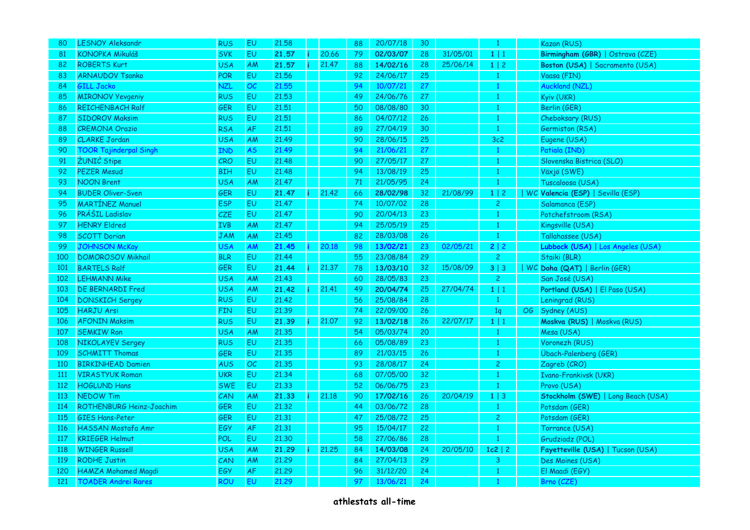| 80 | LESNOY Aleksandr | RUS | EU | 21.58 | | | 88 | 20/07/18 | 30 | | 1 | | Kazan (RUS) |
|---|---|---|---|---|---|---|---|---|---|---|---|---|---|
| 81 | KONOPKA Mikuláš | SVK | EU | **21.57** | i | 20.66 | 79 | **02/03/07** | 28 | 31/05/01 | **1** \| 1 | | **Birmingham (GBR)** \| Ostrava (CZE) |
| 82 | ROBERTS Kurt | USA | AM | **21.57** | i | 21.47 | 88 | **14/02/16** | 28 | 25/06/14 | **1** \| 2 | | **Boston (USA)** \| Sacramento (USA) |
| 83 | ARNAUDOV Tsanko | POR | EU | 21.56 | | | 92 | 24/06/17 | 25 | | 1 | | Vaasa (FIN) |
| 84 | GILL Jacko | NZL | OC | 21.55 | | | 94 | 10/07/21 | 27 | | 1 | | Auckland (NZL) |
| 85 | MIRONOV Yevgeniy | RUS | EU | 21.53 | | | 49 | 24/06/76 | 27 | | 1 | | Kyiv (UKR) |
| 86 | REICHENBACH Ralf | GER | EU | 21.51 | | | 50 | 08/08/80 | 30 | | 1 | | Berlin (GER) |
| 87 | SIDOROV Maksim | RUS | EU | 21.51 | | | 86 | 04/07/12 | 26 | | 1 | | Cheboksary (RUS) |
| 88 | CREMONA Orazio | RSA | AF | 21.51 | | | 89 | 27/04/19 | 30 | | 1 | | Germiston (RSA) |
| 89 | CLARKE Jordan | USA | AM | 21.49 | | | 90 | 28/06/15 | 25 | | 3c2 | | Eugene (USA) |
| 90 | TOOR Tajinderpal Singh | IND | AS | 21.49 | | | 94 | 21/06/21 | 27 | | 1 | | Patiala (IND) |
| 91 | ŽUNIĆ Stipe | CRO | EU | 21.48 | | | 90 | 27/05/17 | 27 | | 1 | | Slovenska Bistrica (SLO) |
| 92 | PEZER Mesud | BIH | EU | 21.48 | | | 94 | 13/08/19 | 25 | | 1 | | Växjö (SWE) |
| 93 | NOON Brent | USA | AM | 21.47 | | | 71 | 21/05/95 | 24 | | 1 | | Tuscaloosa (USA) |
| 94 | BUDER Oliver-Sven | GER | EU | **21.47** | i | 21.42 | 66 | **28/02/98** | 32 | 21/08/99 | **1** \| 2 | \| WC | **Valencia (ESP)** \| Sevilla (ESP) |
| 95 | MARTÍNEZ Manuel | ESP | EU | 21.47 | | | 74 | 10/07/02 | 28 | | 2 | | Salamanca (ESP) |
| 96 | PRÁŠIL Ladislav | CZE | EU | 21.47 | | | 90 | 20/04/13 | 23 | | 1 | | Potchefstroom (RSA) |
| 97 | HENRY Eldred | IVB | AM | 21.47 | | | 94 | 25/05/19 | 25 | | 1 | | Kingsville (USA) |
| 98 | SCOTT Dorian | JAM | AM | 21.45 | | | 82 | 28/03/08 | 26 | | 1 | | Tallahassee (USA) |
| 99 | JOHNSON McKay | USA | AM | **21.45** | i | 20.18 | 98 | **13/02/21** | 23 | 02/05/21 | **2** \| 2 | | **Lubbock (USA)** \| Los Angeles (USA) |
| 100 | DOMOROSOV Mikhail | BLR | EU | 21.44 | | | 55 | 23/08/84 | 29 | | 2 | | Staiki (BLR) |
| 101 | BARTELS Ralf | GER | EU | **21.44** | i | 21.37 | 78 | **13/03/10** | 32 | 15/08/09 | **3** \| 3 | \| WC | **Doha (QAT)** \| Berlin (GER) |
| 102 | LEHMANN Mike | USA | AM | 21.43 | | | 60 | 28/05/83 | 23 | | 2 | | San José (USA) |
| 103 | DE BERNARDI Fred | USA | AM | **21.42** | i | 21.41 | 49 | **20/04/74** | 25 | 27/04/74 | **1** \| 1 | | **Portland (USA)** \| El Paso (USA) |
| 104 | DONSKICH Sergey | RUS | EU | 21.42 | | | 56 | 25/08/84 | 28 | | 1 | | Leningrad (RUS) |
| 105 | HARJU Arsi | FIN | EU | 21.39 | | | 74 | 22/09/00 | 26 | | 1q | OG | Sydney (AUS) |
| 106 | AFONIN Maksim | RUS | EU | **21.39** | i | 21.07 | 92 | **13/02/18** | 26 | 22/07/17 | **1** \| 1 | | **Moskva (RUS)** \| Moskva (RUS) |
| 107 | SEMKIW Ron | USA | AM | 21.35 | | | 54 | 05/03/74 | 20 | | 1 | | Mesa (USA) |
| 108 | NIKOLAYEV Sergey | RUS | EU | 21.35 | | | 66 | 05/08/89 | 23 | | 1 | | Voronezh (RUS) |
| 109 | SCHMITT Thomas | GER | EU | 21.35 | | | 89 | 21/03/15 | 26 | | 1 | | Übach-Palenberg (GER) |
| 110 | BIRKINHEAD Damien | AUS | OC | 21.35 | | | 93 | 28/08/17 | 24 | | 2 | | Zagreb (CRO) |
| 111 | VIRASTYUK Roman | UKR | EU | 21.34 | | | 68 | 07/05/00 | 32 | | 1 | | Ivano-Frankivsk (UKR) |
| 112 | HOGLUND Hans | SWE | EU | 21.33 | | | 52 | 06/06/75 | 23 | | 1 | | Provo (USA) |
| 113 | NEDOW Tim | CAN | AM | **21.33** | i | 21.18 | 90 | **17/02/16** | 26 | 20/04/19 | **1** \| 3 | | **Stockholm (SWE)** \| Long Beach (USA) |
| 114 | ROTHENBURG Heinz-Joachim | GER | EU | 21.32 | | | 44 | 03/06/72 | 28 | | 1 | | Potsdam (GER) |
| 115 | GIES Hans-Peter | GER | EU | 21.31 | | | 47 | 25/08/72 | 25 | | 2 | | Potsdam (GER) |
| 116 | HASSAN Mostafa Amr | EGY | AF | 21.31 | | | 95 | 15/04/17 | 22 | | 1 | | Torrance (USA) |
| 117 | KRIEGER Helmut | POL | EU | 21.30 | | | 58 | 27/06/86 | 28 | | 1 | | Grudziadz (POL) |
| 118 | WINGER Russell | USA | AM | **21.29** | i | 21.25 | 84 | **14/03/08** | 24 | 20/05/10 | **1c2** \| 2 | | **Fayetteville (USA)** \| Tucson (USA) |
| 119 | RODHE Justin | CAN | AM | 21.29 | | | 84 | 27/04/13 | 29 | | 3 | | Des Moines (USA) |
| 120 | HAMZA Mohamed Magdi | EGY | AF | 21.29 | | | 96 | 31/12/20 | 24 | | 1 | | El Maadi (EGY) |
| 121 | TOADER Andrei Rares | ROU | EU | 21.29 | | | 97 | 13/06/21 | 24 | | 1 | | Brno (CZE) |

**athlestats all-time**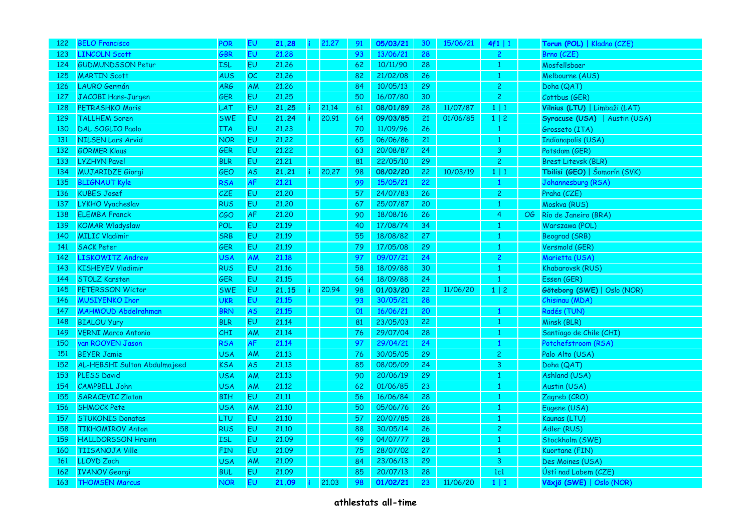| 122 | BELO Francisco | POR | EU | **21.28** | i | 21.27 | 91 | **05/03/21** | 30 | 15/06/21 | **4f1** \| 1 | | **Torun (POL)** \| Kladno (CZE) |
|---|---|---|---|---|---|---|---|---|---|---|---|---|---|
| 123 | LINCOLN Scott | GBR | EU | 21.28 | | | 93 | 13/06/21 | 28 | | 2 | | Brno (CZE) |
| 124 | GUDMUNDSSON Petur | ISL | EU | 21.26 | | | 62 | 10/11/90 | 28 | | 1 | | Mosfellsbaer |
| 125 | MARTIN Scott | AUS | OC | 21.26 | | | 82 | 21/02/08 | 26 | | 1 | | Melbourne (AUS) |
| 126 | LAURO Germán | ARG | AM | 21.26 | | | 84 | 10/05/13 | 29 | | 2 | | Doha (QAT) |
| 127 | JACOBI Hans-Jurgen | GER | EU | 21.25 | | | 50 | 16/07/80 | 30 | | 2 | | Cottbus (GER) |
| 128 | PETRASHKO Maris | LAT | EU | **21.25** | i | 21.14 | 61 | **08/01/89** | 28 | 11/07/87 | **1** \| 1 | | **Vilnius (LTU)** \| Limbaži (LAT) |
| 129 | TALLHEM Soren | SWE | EU | **21.24** | i | 20.91 | 64 | **09/03/85** | 21 | 01/06/85 | **1** \| 2 | | **Syracuse (USA)** \| Austin (USA) |
| 130 | DAL SOGLIO Paolo | ITA | EU | 21.23 | | | 70 | 11/09/96 | 26 | | 1 | | Grosseto (ITA) |
| 131 | NILSEN Lars Arvid | NOR | EU | 21.22 | | | 65 | 06/06/86 | 21 | | 1 | | Indianapolis (USA) |
| 132 | GÖRMER Klaus | GER | EU | 21.22 | | | 63 | 20/08/87 | 24 | | 3 | | Potsdam (GER) |
| 133 | LYZHYN Pavel | BLR | EU | 21.21 | | | 81 | 22/05/10 | 29 | | 2 | | Brest Litevsk (BLR) |
| 134 | MUJARIDZE Giorgi | GEO | AS | **21.21** | i | 20.27 | 98 | **08/02/20** | 22 | 10/03/19 | **1** \| 1 | | **Tbilisi (GEO)** \| Šamorín (SVK) |
| 135 | BLIGNAUT Kyle | RSA | AF | 21.21 | | | 99 | 15/05/21 | 22 | | 1 | | Johannesburg (RSA) |
| 136 | KUBES Josef | CZE | EU | 21.20 | | | 57 | 24/07/83 | 26 | | 2 | | Praha (CZE) |
| 137 | LYKHO Vyacheslav | RUS | EU | 21.20 | | | 67 | 25/07/87 | 20 | | 1 | | Moskva (RUS) |
| 138 | ELEMBA Franck | CGO | AF | 21.20 | | | 90 | 18/08/16 | 26 | | 4 | OG | Río de Janeiro (BRA) |
| 139 | KOMAR Wladyslaw | POL | EU | 21.19 | | | 40 | 17/08/74 | 34 | | 1 | | Warszawa (POL) |
| 140 | MILIC Vladimir | SRB | EU | 21.19 | | | 55 | 18/08/82 | 27 | | 1 | | Beograd (SRB) |
| 141 | SACK Peter | GER | EU | 21.19 | | | 79 | 17/05/08 | 29 | | 1 | | Versmold (GER) |
| 142 | LISKOWITZ Andrew | USA | AM | 21.18 | | | 97 | 09/07/21 | 24 | | 2 | | Marietta (USA) |
| 143 | KISHEYEV Vladimir | RUS | EU | 21.16 | | | 58 | 18/09/88 | 30 | | 1 | | Khabarovsk (RUS) |
| 144 | STOLZ Karsten | GER | EU | 21.15 | | | 64 | 18/09/88 | 24 | | 1 | | Essen (GER) |
| 145 | PETERSSON Wictor | SWE | EU | **21.15** | i | 20.94 | 98 | **01/03/20** | 22 | 11/06/20 | **1** \| 2 | | **Göteborg (SWE)** \| Oslo (NOR) |
| 146 | MUSIYENKO Ihor | UKR | EU | 21.15 | | | 93 | 30/05/21 | 28 | | | | Chisinau (MDA) |
| 147 | MAHMOUD Abdelrahman | BRN | AS | 21.15 | | | 01 | 16/06/21 | 20 | | 1 | | Radés (TUN) |
| 148 | BIALOU Yury | BLR | EU | 21.14 | | | 81 | 23/05/03 | 22 | | 1 | | Minsk (BLR) |
| 149 | VERNI Marco Antonio | CHI | AM | 21.14 | | | 76 | 29/07/04 | 28 | | 1 | | Santiago de Chile (CHI) |
| 150 | van ROOYEN Jason | RSA | AF | 21.14 | | | 97 | 29/04/21 | 24 | | 1 | | Potchefstroom (RSA) |
| 151 | BEYER Jamie | USA | AM | 21.13 | | | 76 | 30/05/05 | 29 | | 2 | | Palo Alto (USA) |
| 152 | AL-HEBSHI Sultan Abdulmajeed | KSA | AS | 21.13 | | | 85 | 08/05/09 | 24 | | 3 | | Doha (QAT) |
| 153 | PLESS David | USA | AM | 21.13 | | | 90 | 20/06/19 | 29 | | 1 | | Ashland (USA) |
| 154 | CAMPBELL John | USA | AM | 21.12 | | | 62 | 01/06/85 | 23 | | 1 | | Austin (USA) |
| 155 | SARACEVIC Zlatan | BIH | EU | 21.11 | | | 56 | 16/06/84 | 28 | | 1 | | Zagreb (CRO) |
| 156 | SHMOCK Pete | USA | AM | 21.10 | | | 50 | 05/06/76 | 26 | | 1 | | Eugene (USA) |
| 157 | STUKONIS Donatas | LTU | EU | 21.10 | | | 57 | 20/07/85 | 28 | | 1 | | Kaunas (LTU) |
| 158 | TIKHOMIROV Anton | RUS | EU | 21.10 | | | 88 | 30/05/14 | 26 | | 2 | | Adler (RUS) |
| 159 | HALLDORSSON Hreinn | ISL | EU | 21.09 | | | 49 | 04/07/77 | 28 | | 1 | | Stockholm (SWE) |
| 160 | TIISANOJA Ville | FIN | EU | 21.09 | | | 75 | 28/07/02 | 27 | | 1 | | Kuortane (FIN) |
| 161 | LLOYD Zach | USA | AM | 21.09 | | | 84 | 23/06/13 | 29 | | 3 | | Des Moines (USA) |
| 162 | IVANOV Georgi | BUL | EU | 21.09 | | | 85 | 20/07/13 | 28 | | 1c1 | | Ústí nad Labem (CZE) |
| 163 | THOMSEN Marcus | NOR | EU | **21.09** | i | 21.03 | 98 | **01/02/21** | 23 | 11/06/20 | **1** \| 1 | | **Växjö (SWE)** \| Oslo (NOR) |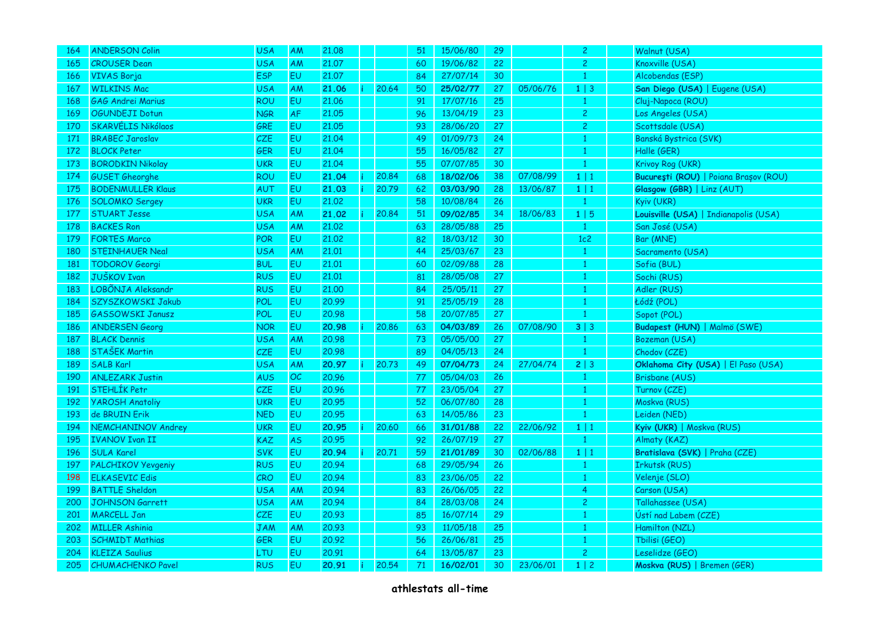| 164 | ANDERSON Colin | USA | AM | 21.08 | | | 51 | 15/06/80 | 29 | | 2 | | Walnut (USA) |
|---|---|---|---|---|---|---|---|---|---|---|---|---|---|
| 165 | CROUSER Dean | USA | AM | 21.07 | | | 60 | 19/06/82 | 22 | | 2 | | Knoxville (USA) |
| 166 | VIVAS Borja | ESP | EU | 21.07 | | | 84 | 27/07/14 | 30 | | 1 | | Alcobendas (ESP) |
| 167 | WILKINS Mac | USA | AM | **21.06** | i | 20.64 | 50 | **25/02/77** | 27 | 05/06/76 | **1** \| 3 | | **San Diego (USA)** \| Eugene (USA) |
| 168 | GAG Andrei Marius | ROU | EU | 21.06 | | | 91 | 17/07/16 | 25 | | 1 | | Cluj-Napoca (ROU) |
| 169 | OGUNDEJI Dotun | NGR | AF | 21.05 | | | 96 | 13/04/19 | 23 | | 2 | | Los Angeles (USA) |
| 170 | SKARVÉLIS Nikólaos | GRE | EU | 21.05 | | | 93 | 28/06/20 | 27 | | 2 | | Scottsdale (USA) |
| 171 | BRABEC Jaroslav | CZE | EU | 21.04 | | | 49 | 01/09/73 | 24 | | 1 | | Banská Bystrica (SVK) |
| 172 | BLOCK Peter | GER | EU | 21.04 | | | 55 | 16/05/82 | 27 | | 1 | | Halle (GER) |
| 173 | BORODKIN Nikolay | UKR | EU | 21.04 | | | 55 | 07/07/85 | 30 | | 1 | | Krivoy Rog (UKR) |
| 174 | GUSET Gheorghe | ROU | EU | **21.04** | i | 20.84 | 68 | **18/02/06** | 38 | 07/08/99 | **1** \| 1 | | **Bucureşti (ROU)** \| Poiana Braşov (ROU) |
| 175 | BODENMULLER Klaus | AUT | EU | **21.03** | i | 20.79 | 62 | **03/03/90** | 28 | 13/06/87 | **1** \| 1 | | **Glasgow (GBR)** \| Linz (AUT) |
| 176 | SOLOMKO Sergey | UKR | EU | 21.02 | | | 58 | 10/08/84 | 26 | | 1 | | Kyiv (UKR) |
| 177 | STUART Jesse | USA | AM | **21.02** | i | 20.84 | 51 | **09/02/85** | 34 | 18/06/83 | **1** \| 5 | | **Louisville (USA)** \| Indianapolis (USA) |
| 178 | BACKES Ron | USA | AM | 21.02 | | | 63 | 28/05/88 | 25 | | 1 | | San José (USA) |
| 179 | FORTES Marco | POR | EU | 21.02 | | | 82 | 18/03/12 | 30 | | 1c2 | | Bar (MNE) |
| 180 | STEINHAUER Neal | USA | AM | 21.01 | | | 44 | 25/03/67 | 23 | | 1 | | Sacramento (USA) |
| 181 | TODOROV Georgi | BUL | EU | 21.01 | | | 60 | 02/09/88 | 28 | | 1 | | Sofia (BUL) |
| 182 | JUŠKOV Ivan | RUS | EU | 21.01 | | | 81 | 28/05/08 | 27 | | 1 | | Sochi (RUS) |
| 183 | LOBÕNJA Aleksandr | RUS | EU | 21.00 | | | 84 | 25/05/11 | 27 | | 1 | | Adler (RUS) |
| 184 | SZYSZKOWSKI Jakub | POL | EU | 20.99 | | | 91 | 25/05/19 | 28 | | 1 | | Łódź (POL) |
| 185 | GASSOWSKI Janusz | POL | EU | 20.98 | | | 58 | 20/07/85 | 27 | | 1 | | Sopot (POL) |
| 186 | ANDERSEN Georg | NOR | EU | **20.98** | i | 20.86 | 63 | **04/03/89** | 26 | 07/08/90 | **3** \| 3 | | **Budapest (HUN)** \| Malmö (SWE) |
| 187 | BLACK Dennis | USA | AM | 20.98 | | | 73 | 05/05/00 | 27 | | 1 | | Bozeman (USA) |
| 188 | STAŠEK Martin | CZE | EU | 20.98 | | | 89 | 04/05/13 | 24 | | 1 | | Chodov (CZE) |
| 189 | SALB Karl | USA | AM | **20.97** | i | 20.73 | 49 | **07/04/73** | 24 | 27/04/74 | **2** \| 3 | | **Oklahoma City (USA)** \| El Paso (USA) |
| 190 | ANLEZARK Justin | AUS | OC | 20.96 | | | 77 | 05/04/03 | 26 | | 1 | | Brisbane (AUS) |
| 191 | STEHLÍK Petr | CZE | EU | 20.96 | | | 77 | 23/05/04 | 27 | | 1 | | Turnov (CZE) |
| 192 | YAROSH Anatoliy | UKR | EU | 20.95 | | | 52 | 06/07/80 | 28 | | 1 | | Moskva (RUS) |
| 193 | de BRUIN Erik | NED | EU | 20.95 | | | 63 | 14/05/86 | 23 | | 1 | | Leiden (NED) |
| 194 | NEMCHANINOV Andrey | UKR | EU | **20.95** | i | 20.60 | 66 | **31/01/88** | 22 | 22/06/92 | **1** \| 1 | | **Kyiv (UKR)** \| Moskva (RUS) |
| 195 | IVANOV Ivan II | KAZ | AS | 20.95 | | | 92 | 26/07/19 | 27 | | 1 | | Almaty (KAZ) |
| 196 | SULA Karel | SVK | EU | **20.94** | i | 20.71 | 59 | **21/01/89** | 30 | 02/06/88 | **1** \| 1 | | **Bratislava (SVK)** \| Praha (CZE) |
| 197 | PALCHIKOV Yevgeniy | RUS | EU | 20.94 | | | 68 | 29/05/94 | 26 | | 1 | | Irkutsk (RUS) |
| 198 | ELKASEVIC Edis | CRO | EU | 20.94 | | | 83 | 23/06/05 | 22 | | 1 | | Velenje (SLO) |
| 199 | BATTLE Sheldon | USA | AM | 20.94 | | | 83 | 26/06/05 | 22 | | 4 | | Carson (USA) |
| 200 | JOHNSON Garrett | USA | AM | 20.94 | | | 84 | 28/03/08 | 24 | | 2 | | Tallahassee (USA) |
| 201 | MARCELL Jan | CZE | EU | 20.93 | | | 85 | 16/07/14 | 29 | | 1 | | Ústí nad Labem (CZE) |
| 202 | MILLER Ashinia | JAM | AM | 20.93 | | | 93 | 11/05/18 | 25 | | 1 | | Hamilton (NZL) |
| 203 | SCHMIDT Mathias | GER | EU | 20.92 | | | 56 | 26/06/81 | 25 | | 1 | | Tbilisi (GEO) |
| 204 | KLEIZA Saulius | LTU | EU | 20.91 | | | 64 | 13/05/87 | 23 | | 2 | | Leselidze (GEO) |
| 205 | CHUMACHENKO Pavel | RUS | EU | **20.91** | i | 20.54 | 71 | **16/02/01** | 30 | 23/06/01 | **1** \| 2 | | **Moskva (RUS)** \| Bremen (GER) |

**athlestats all-time**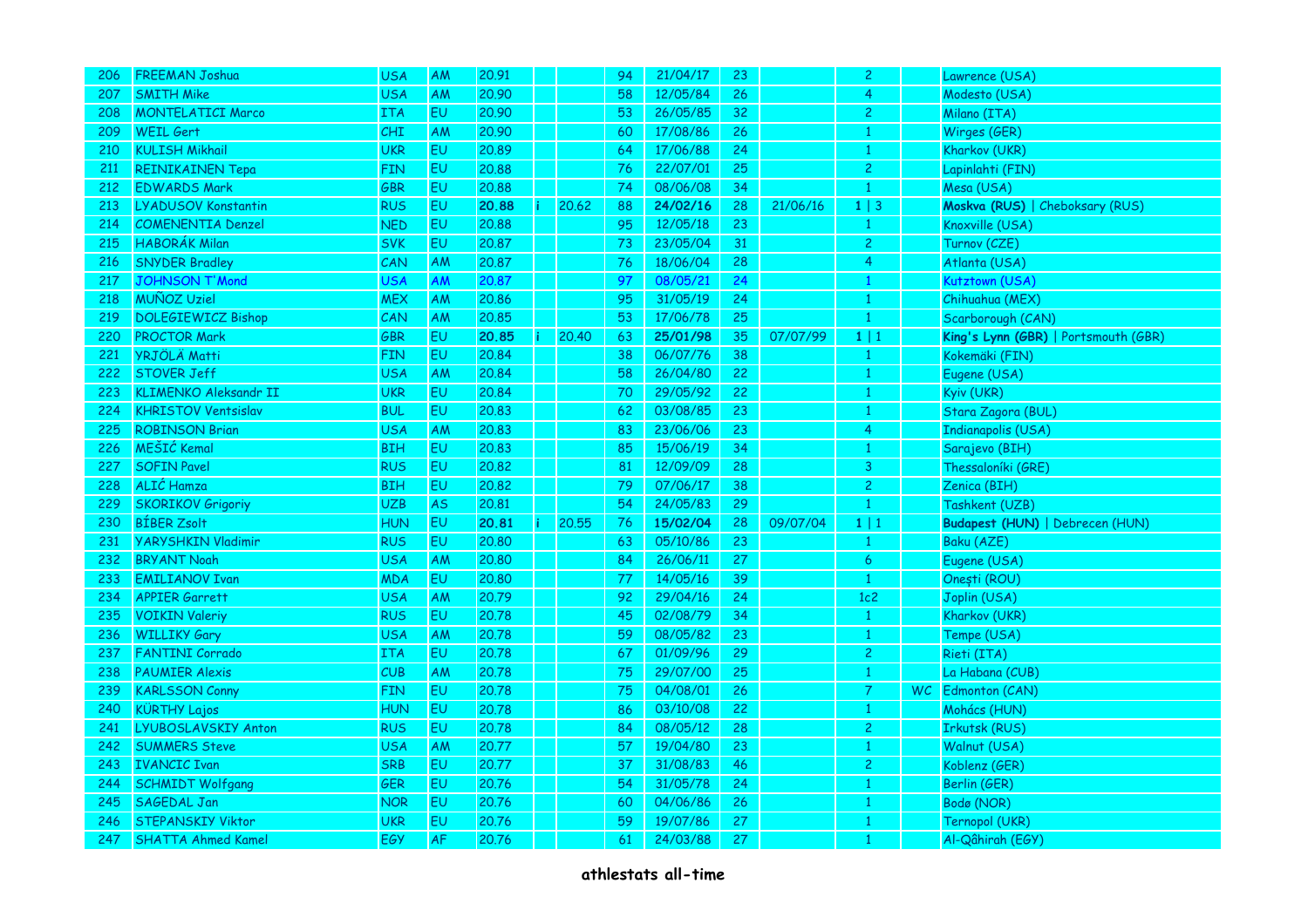| 206 | FREEMAN Joshua | USA | AM | 20.91 | | | 94 | 21/04/17 | 23 | | 2 | | Lawrence (USA) |
|---|---|---|---|---|---|---|---|---|---|---|---|---|---|
| 207 | SMITH Mike | USA | AM | 20.90 | | | 58 | 12/05/84 | 26 | | 4 | | Modesto (USA) |
| 208 | MONTELATICI Marco | ITA | EU | 20.90 | | | 53 | 26/05/85 | 32 | | 2 | | Milano (ITA) |
| 209 | WEIL Gert | CHI | AM | 20.90 | | | 60 | 17/08/86 | 26 | | 1 | | Wirges (GER) |
| 210 | KULISH Mikhail | UKR | EU | 20.89 | | | 64 | 17/06/88 | 24 | | 1 | | Kharkov (UKR) |
| 211 | REINIKAINEN Tepa | FIN | EU | 20.88 | | | 76 | 22/07/01 | 25 | | 2 | | Lapinlahti (FIN) |
| 212 | EDWARDS Mark | GBR | EU | 20.88 | | | 74 | 08/06/08 | 34 | | 1 | | Mesa (USA) |
| 213 | LYADUSOV Konstantin | RUS | EU | **20.88** | i | 20.62 | 88 | **24/02/16** | 28 | 21/06/16 | 1 \| 3 | | **Moskva (RUS)** \| Cheboksary (RUS) |
| 214 | COMENENTIA Denzel | NED | EU | 20.88 | | | 95 | 12/05/18 | 23 | | 1 | | Knoxville (USA) |
| 215 | HABORÁK Milan | SVK | EU | 20.87 | | | 73 | 23/05/04 | 31 | | 2 | | Turnov (CZE) |
| 216 | SNYDER Bradley | CAN | AM | 20.87 | | | 76 | 18/06/04 | 28 | | 4 | | Atlanta (USA) |
| 217 | JOHNSON T'Mond | USA | AM | 20.87 | | | 97 | 08/05/21 | 24 | | 1 | | Kutztown (USA) |
| 218 | MUÑOZ Uziel | MEX | AM | 20.86 | | | 95 | 31/05/19 | 24 | | 1 | | Chihuahua (MEX) |
| 219 | DOLEGIEWICZ Bishop | CAN | AM | 20.85 | | | 53 | 17/06/78 | 25 | | 1 | | Scarborough (CAN) |
| 220 | PROCTOR Mark | GBR | EU | **20.85** | i | 20.40 | 63 | **25/01/98** | 35 | 07/07/99 | 1 \| 1 | | **King's Lynn (GBR)** \| Portsmouth (GBR) |
| 221 | YRJÖLÄ Matti | FIN | EU | 20.84 | | | 38 | 06/07/76 | 38 | | 1 | | Kokemäki (FIN) |
| 222 | STOVER Jeff | USA | AM | 20.84 | | | 58 | 26/04/80 | 22 | | 1 | | Eugene (USA) |
| 223 | KLIMENKO Aleksandr II | UKR | EU | 20.84 | | | 70 | 29/05/92 | 22 | | 1 | | Kyiv (UKR) |
| 224 | KHRISTOV Ventsislav | BUL | EU | 20.83 | | | 62 | 03/08/85 | 23 | | 1 | | Stara Zagora (BUL) |
| 225 | ROBINSON Brian | USA | AM | 20.83 | | | 83 | 23/06/06 | 23 | | 4 | | Indianapolis (USA) |
| 226 | MEŠIĆ Kemal | BIH | EU | 20.83 | | | 85 | 15/06/19 | 34 | | 1 | | Sarajevo (BIH) |
| 227 | SOFIN Pavel | RUS | EU | 20.82 | | | 81 | 12/09/09 | 28 | | 3 | | Thessaloníki (GRE) |
| 228 | ALIĆ Hamza | BIH | EU | 20.82 | | | 79 | 07/06/17 | 38 | | 2 | | Zenica (BIH) |
| 229 | SKORIKOV Grigoriy | UZB | AS | 20.81 | | | 54 | 24/05/83 | 29 | | 1 | | Tashkent (UZB) |
| 230 | BÍBER Zsolt | HUN | EU | **20.81** | i | 20.55 | 76 | **15/02/04** | 28 | 09/07/04 | 1 \| 1 | | **Budapest (HUN)** \| Debrecen (HUN) |
| 231 | YARYSHKIN Vladimir | RUS | EU | 20.80 | | | 63 | 05/10/86 | 23 | | 1 | | Baku (AZE) |
| 232 | BRYANT Noah | USA | AM | 20.80 | | | 84 | 26/06/11 | 27 | | 6 | | Eugene (USA) |
| 233 | EMILIANOV Ivan | MDA | EU | 20.80 | | | 77 | 14/05/16 | 39 | | 1 | | Onești (ROU) |
| 234 | APPIER Garrett | USA | AM | 20.79 | | | 92 | 29/04/16 | 24 | | 1c2 | | Joplin (USA) |
| 235 | VOIKIN Valeriy | RUS | EU | 20.78 | | | 45 | 02/08/79 | 34 | | 1 | | Kharkov (UKR) |
| 236 | WILLIKY Gary | USA | AM | 20.78 | | | 59 | 08/05/82 | 23 | | 1 | | Tempe (USA) |
| 237 | FANTINI Corrado | ITA | EU | 20.78 | | | 67 | 01/09/96 | 29 | | 2 | | Rieti (ITA) |
| 238 | PAUMIER Alexis | CUB | AM | 20.78 | | | 75 | 29/07/00 | 25 | | 1 | | La Habana (CUB) |
| 239 | KARLSSON Conny | FIN | EU | 20.78 | | | 75 | 04/08/01 | 26 | | 7 | WC | Edmonton (CAN) |
| 240 | KÜRTHY Lajos | HUN | EU | 20.78 | | | 86 | 03/10/08 | 22 | | 1 | | Mohács (HUN) |
| 241 | LYUBOSLAVSKIY Anton | RUS | EU | 20.78 | | | 84 | 08/05/12 | 28 | | 2 | | Irkutsk (RUS) |
| 242 | SUMMERS Steve | USA | AM | 20.77 | | | 57 | 19/04/80 | 23 | | 1 | | Walnut (USA) |
| 243 | IVANCIC Ivan | SRB | EU | 20.77 | | | 37 | 31/08/83 | 46 | | 2 | | Koblenz (GER) |
| 244 | SCHMIDT Wolfgang | GER | EU | 20.76 | | | 54 | 31/05/78 | 24 | | 1 | | Berlin (GER) |
| 245 | SAGEDAL Jan | NOR | EU | 20.76 | | | 60 | 04/06/86 | 26 | | 1 | | Bodø (NOR) |
| 246 | STEPANSKIY Viktor | UKR | EU | 20.76 | | | 59 | 19/07/86 | 27 | | 1 | | Ternopol (UKR) |
| 247 | SHATTA Ahmed Kamel | EGY | AF | 20.76 | | | 61 | 24/03/88 | 27 | | 1 | | Al-Qâhirah (EGY) |

**athlestats all-time**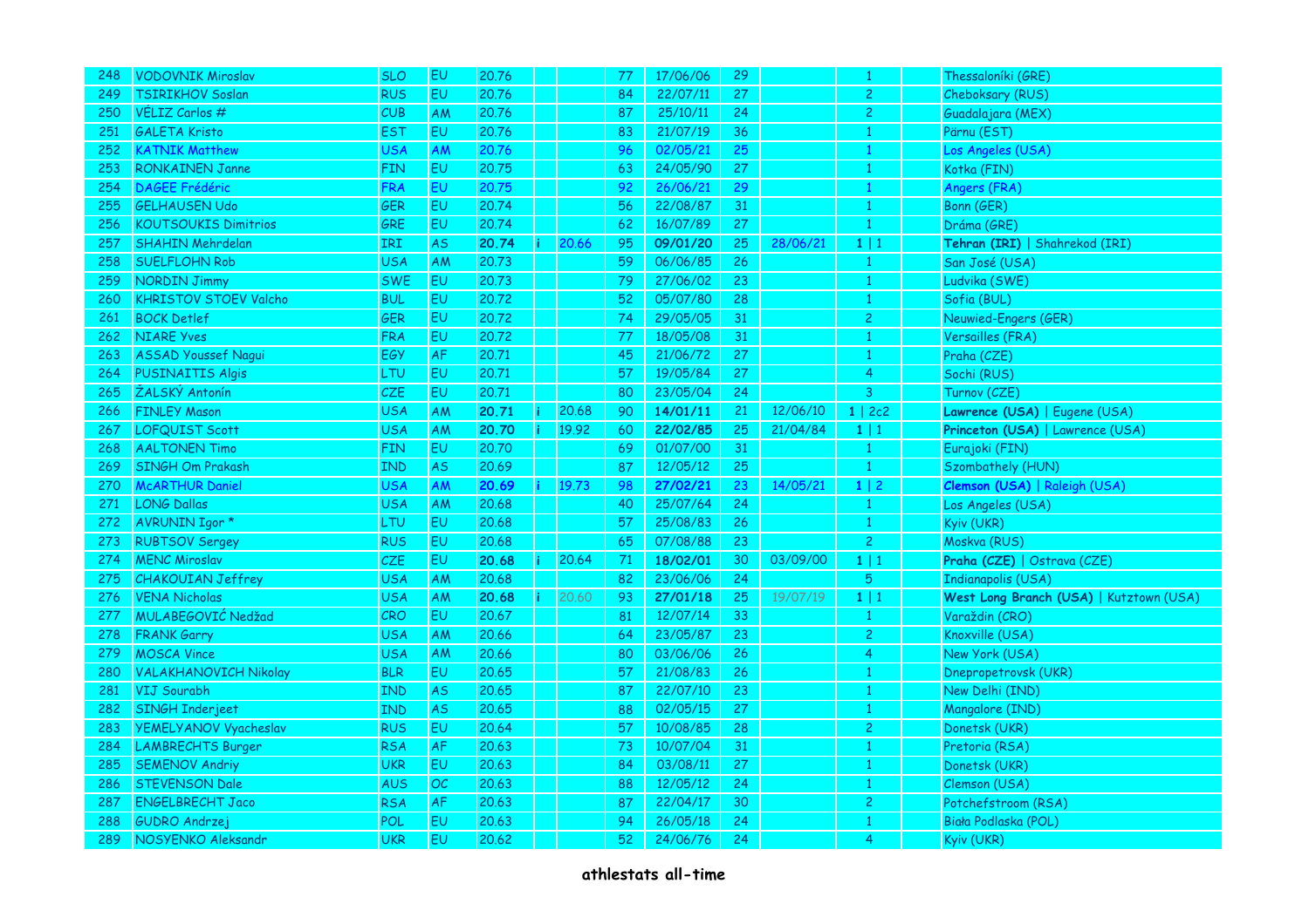| 248 | VODOVNIK Miroslav | SLO | EU | 20.76 | | | 77 | 17/06/06 | 29 | | 1 | | Thessaloníki (GRE) |
|---|---|---|---|---|---|---|---|---|---|---|---|---|---|
| 249 | TSIRIKHOV Soslan | RUS | EU | 20.76 | | | 84 | 22/07/11 | 27 | | 2 | | Cheboksary (RUS) |
| 250 | VÉLIZ Carlos # | CUB | AM | 20.76 | | | 87 | 25/10/11 | 24 | | 2 | | Guadalajara (MEX) |
| 251 | GALETA Kristo | EST | EU | 20.76 | | | 83 | 21/07/19 | 36 | | 1 | | Pärnu (EST) |
| 252 | KATNIK Matthew | USA | AM | 20.76 | | | 96 | 02/05/21 | 25 | | 1 | | Los Angeles (USA) |
| 253 | RONKAINEN Janne | FIN | EU | 20.75 | | | 63 | 24/05/90 | 27 | | 1 | | Kotka (FIN) |
| 254 | DAGEE Frédéric | FRA | EU | 20.75 | | | 92 | 26/06/21 | 29 | | 1 | | Angers (FRA) |
| 255 | GELHAUSEN Udo | GER | EU | 20.74 | | | 56 | 22/08/87 | 31 | | 1 | | Bonn (GER) |
| 256 | KOUTSOUKIS Dimitrios | GRE | EU | 20.74 | | | 62 | 16/07/89 | 27 | | 1 | | Dráma (GRE) |
| 257 | SHAHIN Mehrdelan | IRI | AS | **20.74** | i | 20.66 | 95 | **09/01/20** | 25 | 28/06/21 | 1 \| 1 | | **Tehran (IRI)** \| Shahrekod (IRI) |
| 258 | SUELFLOHN Rob | USA | AM | 20.73 | | | 59 | 06/06/85 | 26 | | 1 | | San José (USA) |
| 259 | NORDIN Jimmy | SWE | EU | 20.73 | | | 79 | 27/06/02 | 23 | | 1 | | Ludvika (SWE) |
| 260 | KHRISTOV STOEV Valcho | BUL | EU | 20.72 | | | 52 | 05/07/80 | 28 | | 1 | | Sofia (BUL) |
| 261 | BOCK Detlef | GER | EU | 20.72 | | | 74 | 29/05/05 | 31 | | 2 | | Neuwied-Engers (GER) |
| 262 | NIARE Yves | FRA | EU | 20.72 | | | 77 | 18/05/08 | 31 | | 1 | | Versailles (FRA) |
| 263 | ASSAD Youssef Nagui | EGY | AF | 20.71 | | | 45 | 21/06/72 | 27 | | 1 | | Praha (CZE) |
| 264 | PUSINAITIS Algis | LTU | EU | 20.71 | | | 57 | 19/05/84 | 27 | | 4 | | Sochi (RUS) |
| 265 | ŽALSKÝ Antonín | CZE | EU | 20.71 | | | 80 | 23/05/04 | 24 | | 3 | | Turnov (CZE) |
| 266 | FINLEY Mason | USA | AM | **20.71** | i | 20.68 | 90 | **14/01/11** | 21 | 12/06/10 | 1 \| 2c2 | | **Lawrence (USA)** \| Eugene (USA) |
| 267 | LOFQUIST Scott | USA | AM | **20.70** | i | 19.92 | 60 | **22/02/85** | 25 | 21/04/84 | 1 \| 1 | | **Princeton (USA)** \| Lawrence (USA) |
| 268 | AALTONEN Timo | FIN | EU | 20.70 | | | 69 | 01/07/00 | 31 | | 1 | | Eurajoki (FIN) |
| 269 | SINGH Om Prakash | IND | AS | 20.69 | | | 87 | 12/05/12 | 25 | | 1 | | Szombathely (HUN) |
| 270 | McARTHUR Daniel | USA | AM | **20.69** | i | 19.73 | 98 | **27/02/21** | 23 | 14/05/21 | 1 \| 2 | | **Clemson (USA)** \| Raleigh (USA) |
| 271 | LONG Dallas | USA | AM | 20.68 | | | 40 | 25/07/64 | 24 | | 1 | | Los Angeles (USA) |
| 272 | AVRUNIN Igor * | LTU | EU | 20.68 | | | 57 | 25/08/83 | 26 | | 1 | | Kyiv (UKR) |
| 273 | RUBTSOV Sergey | RUS | EU | 20.68 | | | 65 | 07/08/88 | 23 | | 2 | | Moskva (RUS) |
| 274 | MENC Miroslav | CZE | EU | **20.68** | i | 20.64 | 71 | **18/02/01** | 30 | 03/09/00 | 1 \| 1 | | **Praha (CZE)** \| Ostrava (CZE) |
| 275 | CHAKOUIAN Jeffrey | USA | AM | 20.68 | | | 82 | 23/06/06 | 24 | | 5 | | Indianapolis (USA) |
| 276 | VENA Nicholas | USA | AM | **20.68** | i | 20.60 | 93 | **27/01/18** | 25 | 19/07/19 | 1 \| 1 | | **West Long Branch (USA)** \| Kutztown (USA) |
| 277 | MULABEGOVIĆ Nedžad | CRO | EU | 20.67 | | | 81 | 12/07/14 | 33 | | 1 | | Varaždin (CRO) |
| 278 | FRANK Garry | USA | AM | 20.66 | | | 64 | 23/05/87 | 23 | | 2 | | Knoxville (USA) |
| 279 | MOSCA Vince | USA | AM | 20.66 | | | 80 | 03/06/06 | 26 | | 4 | | New York (USA) |
| 280 | VALAKHANOVICH Nikolay | BLR | EU | 20.65 | | | 57 | 21/08/83 | 26 | | 1 | | Dnepropetrovsk (UKR) |
| 281 | VIJ Sourabh | IND | AS | 20.65 | | | 87 | 22/07/10 | 23 | | 1 | | New Delhi (IND) |
| 282 | SINGH Inderjeet | IND | AS | 20.65 | | | 88 | 02/05/15 | 27 | | 1 | | Mangalore (IND) |
| 283 | YEMELYANOV Vyacheslav | RUS | EU | 20.64 | | | 57 | 10/08/85 | 28 | | 2 | | Donetsk (UKR) |
| 284 | LAMBRECHTS Burger | RSA | AF | 20.63 | | | 73 | 10/07/04 | 31 | | 1 | | Pretoria (RSA) |
| 285 | SEMENOV Andriy | UKR | EU | 20.63 | | | 84 | 03/08/11 | 27 | | 1 | | Donetsk (UKR) |
| 286 | STEVENSON Dale | AUS | OC | 20.63 | | | 88 | 12/05/12 | 24 | | 1 | | Clemson (USA) |
| 287 | ENGELBRECHT Jaco | RSA | AF | 20.63 | | | 87 | 22/04/17 | 30 | | 2 | | Potchefstroom (RSA) |
| 288 | GUDRO Andrzej | POL | EU | 20.63 | | | 94 | 26/05/18 | 24 | | 1 | | Biała Podlaska (POL) |
| 289 | NOSYENKO Aleksandr | UKR | EU | 20.62 | | | 52 | 24/06/76 | 24 | | 4 | | Kyiv (UKR) |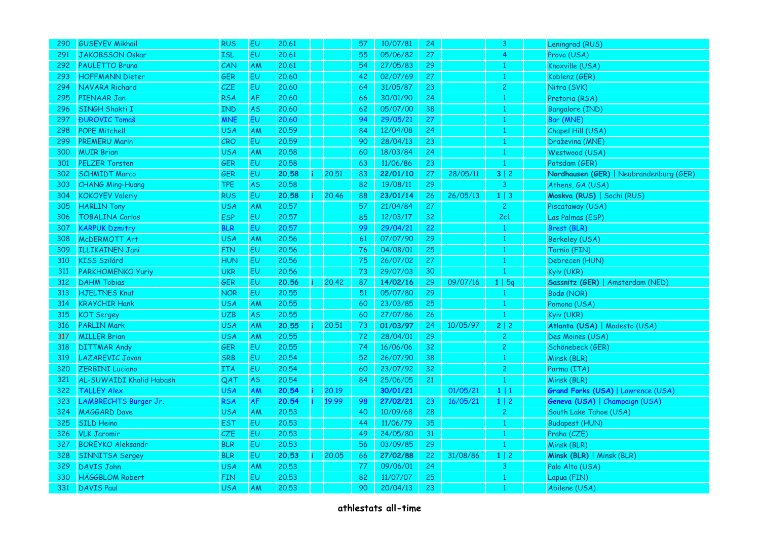| 290 | GUSEYEV Mikhail | RUS | EU | 20.61 | | | 57 | 10/07/81 | 24 | | 3 | | Leningrad (RUS) |
|---|---|---|---|---|---|---|---|---|---|---|---|---|---|
| 291 | JAKOBSSON Oskar | ISL | EU | 20.61 | | | 55 | 05/06/82 | 27 | | 4 | | Provo (USA) |
| 292 | PAULETTO Bruno | CAN | AM | 20.61 | | | 54 | 27/05/83 | 29 | | 1 | | Knoxville (USA) |
| 293 | HOFFMANN Dieter | GER | EU | 20.60 | | | 42 | 02/07/69 | 27 | | 1 | | Koblenz (GER) |
| 294 | NAVARA Richard | CZE | EU | 20.60 | | | 64 | 31/05/87 | 23 | | 2 | | Nitra (SVK) |
| 295 | PIENAAR Jan | RSA | AF | 20.60 | | | 66 | 30/01/90 | 24 | | 1 | | Pretoria (RSA) |
| 296 | SINGH Shakti I | IND | AS | 20.60 | | | 62 | 05/07/00 | 38 | | 1 | | Bangalore (IND) |
| 297 | ĐUROVIC Tomaš | MNE | EU | 20.60 | | | 94 | 29/05/21 | 27 | | 1 | | Bar (MNE) |
| 298 | POPE Mitchell | USA | AM | 20.59 | | | 84 | 12/04/08 | 24 | | 1 | | Chapel Hill (USA) |
| 299 | PREMERU Marin | CRO | EU | 20.59 | | | 90 | 28/04/13 | 23 | | 1 | | Draževina (MNE) |
| 300 | MUIR Brian | USA | AM | 20.58 | | | 60 | 18/03/84 | 24 | | 1 | | Westwood (USA) |
| 301 | PELZER Torsten | GER | EU | 20.58 | | | 63 | 11/06/86 | 23 | | 1 | | Potsdam (GER) |
| 302 | SCHMIDT Marco | GER | EU | **20.58** | i | 20.51 | 83 | **22/01/10** | 27 | 28/05/11 | **3** \| 2 | | **Nordhausen (GER)** \| Neubrandenburg (GER) |
| 303 | CHANG Ming-Huang | TPE | AS | 20.58 | | | 82 | 19/08/11 | 29 | | 3 | | Athens, GA (USA) |
| 304 | KOKOYEV Valeriy | RUS | EU | **20.58** | i | 20.46 | 88 | **23/01/14** | 26 | 26/05/13 | **1** \| 3 | | **Moskva (RUS)** \| Sochi (RUS) |
| 305 | HARLIN Tony | USA | AM | 20.57 | | | 57 | 21/04/84 | 27 | | 2 | | Piscataway (USA) |
| 306 | TOBALINA Carlos | ESP | EU | 20.57 | | | 85 | 12/03/17 | 32 | | 2c1 | | Las Palmas (ESP) |
| 307 | KARPUK Dzmitry | BLR | EU | 20.57 | | | 99 | 29/04/21 | 22 | | 1 | | Brest (BLR) |
| 308 | McDERMOTT Art | USA | AM | 20.56 | | | 61 | 07/07/90 | 29 | | 1 | | Berkeley (USA) |
| 309 | ILLIKAINEN Jani | FIN | EU | 20.56 | | | 76 | 04/08/01 | 25 | | 1 | | Tornio (FIN) |
| 310 | KISS Szilárd | HUN | EU | 20.56 | | | 75 | 26/07/02 | 27 | | 1 | | Debrecen (HUN) |
| 311 | PARKHOMENKO Yuriy | UKR | EU | 20.56 | | | 73 | 29/07/03 | 30 | | 1 | | Kyiv (UKR) |
| 312 | DAHM Tobias | GER | EU | **20.56** | i | 20.42 | 87 | **14/02/16** | 29 | 09/07/16 | **1** \| 5q | | **Sassnitz (GER)** \| Amsterdam (NED) |
| 313 | HJELTNES Knut | NOR | EU | 20.55 | | | 51 | 05/07/80 | 29 | | 1 | | Bodø (NOR) |
| 314 | KRAYCHIR Hank | USA | AM | 20.55 | | | 60 | 23/03/85 | 25 | | 1 | | Pomona (USA) |
| 315 | KOT Sergey | UZB | AS | 20.55 | | | 60 | 27/07/86 | 26 | | 1 | | Kyiv (UKR) |
| 316 | PARLIN Mark | USA | AM | **20.55** | i | 20.51 | 73 | **01/03/97** | 24 | 10/05/97 | **2** \| 2 | | **Atlanta (USA)** \| Modesto (USA) |
| 317 | MILLER Brian | USA | AM | 20.55 | | | 72 | 28/04/01 | 29 | | 2 | | Des Moines (USA) |
| 318 | DITTMAR Andy | GER | EU | 20.55 | | | 74 | 16/06/06 | 32 | | 2 | | Schönebeck (GER) |
| 319 | LAZAREVIC Jovan | SRB | EU | 20.54 | | | 52 | 26/07/90 | 38 | | 1 | | Minsk (BLR) |
| 320 | ZERBINI Luciano | ITA | EU | 20.54 | | | 60 | 23/07/92 | 32 | | 2 | | Parma (ITA) |
| 321 | AL-SUWAIDI Khalid Habash | QAT | AS | 20.54 | | | 84 | 25/06/05 | 21 | | 1 | | Minsk (BLR) |
| 322 | TALLEY Alex | USA | AM | **20.54** | i | 20.19 | | **30/01/21** | | 01/05/21 | **1** \| 1 | | **Grand Forks (USA)** \| Lawrence (USA) |
| 323 | LAMBRECHTS Burger Jr. | RSA | AF | **20.54** | i | 19.99 | 98 | **27/02/21** | 23 | 16/05/21 | **1** \| 2 | | **Geneva (USA)** \| Champaign (USA) |
| 324 | MAGGARD Dave | USA | AM | 20.53 | | | 40 | 10/09/68 | 28 | | 2 | | South Lake Tahoe (USA) |
| 325 | SILD Heino | EST | EU | 20.53 | | | 44 | 11/06/79 | 35 | | 1 | | Budapest (HUN) |
| 326 | VLK Jaromir | CZE | EU | 20.53 | | | 49 | 24/05/80 | 31 | | 1 | | Praha (CZE) |
| 327 | BOREYKO Aleksandr | BLR | EU | 20.53 | | | 56 | 03/09/85 | 29 | | 1 | | Minsk (BLR) |
| 328 | SINNITSA Sergey | BLR | EU | **20.53** | i | 20.05 | 66 | **27/02/88** | 22 | 31/08/86 | **1** \| 2 | | **Minsk (BLR)** \| Minsk (BLR) |
| 329 | DAVIS John | USA | AM | 20.53 | | | 77 | 09/06/01 | 24 | | 3 | | Palo Alto (USA) |
| 330 | HÄGGBLOM Robert | FIN | EU | 20.53 | | | 82 | 11/07/07 | 25 | | 1 | | Lapua (FIN) |
| 331 | DAVIS Paul | USA | AM | 20.53 | | | 90 | 20/04/13 | 23 | | 1 | | Abilene (USA) |

**athlestats all-time**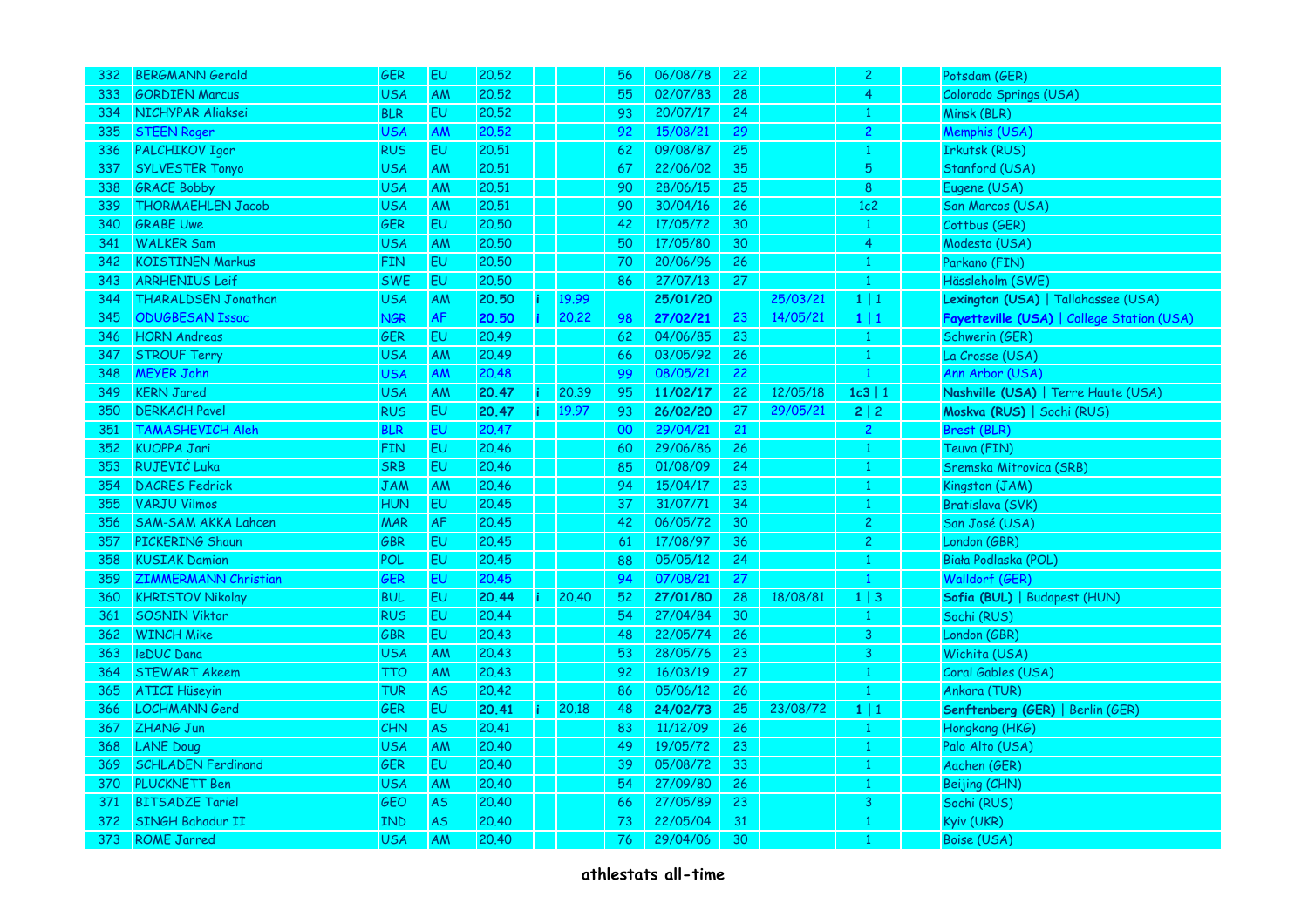| 332 | BERGMANN Gerald | GER | EU | 20.52 | | | 56 | 06/08/78 | 22 | | 2 | | Potsdam (GER) |
|---|---|---|---|---|---|---|---|---|---|---|---|---|---|
| 333 | GORDIEN Marcus | USA | AM | 20.52 | | | 55 | 02/07/83 | 28 | | 4 | | Colorado Springs (USA) |
| 334 | NICHYPAR Aliaksei | BLR | EU | 20.52 | | | 93 | 20/07/17 | 24 | | 1 | | Minsk (BLR) |
| 335 | STEEN Roger | USA | AM | 20.52 | | | 92 | 15/08/21 | 29 | | 2 | | Memphis (USA) |
| 336 | PALCHIKOV Igor | RUS | EU | 20.51 | | | 62 | 09/08/87 | 25 | | 1 | | Irkutsk (RUS) |
| 337 | SYLVESTER Tonyo | USA | AM | 20.51 | | | 67 | 22/06/02 | 35 | | 5 | | Stanford (USA) |
| 338 | GRACE Bobby | USA | AM | 20.51 | | | 90 | 28/06/15 | 25 | | 8 | | Eugene (USA) |
| 339 | THORMAEHLEN Jacob | USA | AM | 20.51 | | | 90 | 30/04/16 | 26 | | 1c2 | | San Marcos (USA) |
| 340 | GRABE Uwe | GER | EU | 20.50 | | | 42 | 17/05/72 | 30 | | 1 | | Cottbus (GER) |
| 341 | WALKER Sam | USA | AM | 20.50 | | | 50 | 17/05/80 | 30 | | 4 | | Modesto (USA) |
| 342 | KOISTINEN Markus | FIN | EU | 20.50 | | | 70 | 20/06/96 | 26 | | 1 | | Parkano (FIN) |
| 343 | ARRHENIUS Leif | SWE | EU | 20.50 | | | 86 | 27/07/13 | 27 | | 1 | | Hässleholm (SWE) |
| 344 | THARALDSEN Jonathan | USA | AM | **20.50** | i | 19.99 | | **25/01/20** | | 25/03/21 | **1** \| 1 | | **Lexington (USA)** \| Tallahassee (USA) |
| 345 | ODUGBESAN Issac | NGR | AF | **20.50** | i | 20.22 | 98 | **27/02/21** | 23 | 14/05/21 | **1** \| 1 | | **Fayetteville (USA)** \| College Station (USA) |
| 346 | HORN Andreas | GER | EU | 20.49 | | | 62 | 04/06/85 | 23 | | 1 | | Schwerin (GER) |
| 347 | STROUF Terry | USA | AM | 20.49 | | | 66 | 03/05/92 | 26 | | 1 | | La Crosse (USA) |
| 348 | MEYER John | USA | AM | 20.48 | | | 99 | 08/05/21 | 22 | | 1 | | Ann Arbor (USA) |
| 349 | KERN Jared | USA | AM | **20.47** | i | 20.39 | 95 | **11/02/17** | 22 | 12/05/18 | **1c3** \| 1 | | **Nashville (USA)** \| Terre Haute (USA) |
| 350 | DERKACH Pavel | RUS | EU | **20.47** | i | 19.97 | 93 | **26/02/20** | 27 | 29/05/21 | **2** \| 2 | | **Moskva (RUS)** \| Sochi (RUS) |
| 351 | TAMASHEVICH Aleh | BLR | EU | 20.47 | | | 00 | 29/04/21 | 21 | | 2 | | Brest (BLR) |
| 352 | KUOPPA Jari | FIN | EU | 20.46 | | | 60 | 29/06/86 | 26 | | 1 | | Teuva (FIN) |
| 353 | RUJEVIĆ Luka | SRB | EU | 20.46 | | | 85 | 01/08/09 | 24 | | 1 | | Sremska Mitrovica (SRB) |
| 354 | DACRES Fedrick | JAM | AM | 20.46 | | | 94 | 15/04/17 | 23 | | 1 | | Kingston (JAM) |
| 355 | VARJU Vilmos | HUN | EU | 20.45 | | | 37 | 31/07/71 | 34 | | 1 | | Bratislava (SVK) |
| 356 | SAM-SAM AKKA Lahcen | MAR | AF | 20.45 | | | 42 | 06/05/72 | 30 | | 2 | | San José (USA) |
| 357 | PICKERING Shaun | GBR | EU | 20.45 | | | 61 | 17/08/97 | 36 | | 2 | | London (GBR) |
| 358 | KUSIAK Damian | POL | EU | 20.45 | | | 88 | 05/05/12 | 24 | | 1 | | Biała Podlaska (POL) |
| 359 | ZIMMERMANN Christian | GER | EU | 20.45 | | | 94 | 07/08/21 | 27 | | 1 | | Walldorf (GER) |
| 360 | KHRISTOV Nikolay | BUL | EU | **20.44** | i | 20.40 | 52 | **27/01/80** | 28 | 18/08/81 | **1** \| 3 | | **Sofia (BUL)** \| Budapest (HUN) |
| 361 | SOSNIN Viktor | RUS | EU | 20.44 | | | 54 | 27/04/84 | 30 | | 1 | | Sochi (RUS) |
| 362 | WINCH Mike | GBR | EU | 20.43 | | | 48 | 22/05/74 | 26 | | 3 | | London (GBR) |
| 363 | leDUC Dana | USA | AM | 20.43 | | | 53 | 28/05/76 | 23 | | 3 | | Wichita (USA) |
| 364 | STEWART Akeem | TTO | AM | 20.43 | | | 92 | 16/03/19 | 27 | | 1 | | Coral Gables (USA) |
| 365 | ATICI Hüseyin | TUR | AS | 20.42 | | | 86 | 05/06/12 | 26 | | 1 | | Ankara (TUR) |
| 366 | LOCHMANN Gerd | GER | EU | **20.41** | i | 20.18 | 48 | **24/02/73** | 25 | 23/08/72 | **1** \| 1 | | **Senftenberg (GER)** \| Berlin (GER) |
| 367 | ZHANG Jun | CHN | AS | 20.41 | | | 83 | 11/12/09 | 26 | | 1 | | Hongkong (HKG) |
| 368 | LANE Doug | USA | AM | 20.40 | | | 49 | 19/05/72 | 23 | | 1 | | Palo Alto (USA) |
| 369 | SCHLADEN Ferdinand | GER | EU | 20.40 | | | 39 | 05/08/72 | 33 | | 1 | | Aachen (GER) |
| 370 | PLUCKNETT Ben | USA | AM | 20.40 | | | 54 | 27/09/80 | 26 | | 1 | | Beijing (CHN) |
| 371 | BITSADZE Tariel | GEO | AS | 20.40 | | | 66 | 27/05/89 | 23 | | 3 | | Sochi (RUS) |
| 372 | SINGH Bahadur II | IND | AS | 20.40 | | | 73 | 22/05/04 | 31 | | 1 | | Kyiv (UKR) |
| 373 | ROME Jarred | USA | AM | 20.40 | | | 76 | 29/04/06 | 30 | | 1 | | Boise (USA) |

**athlestats all-time**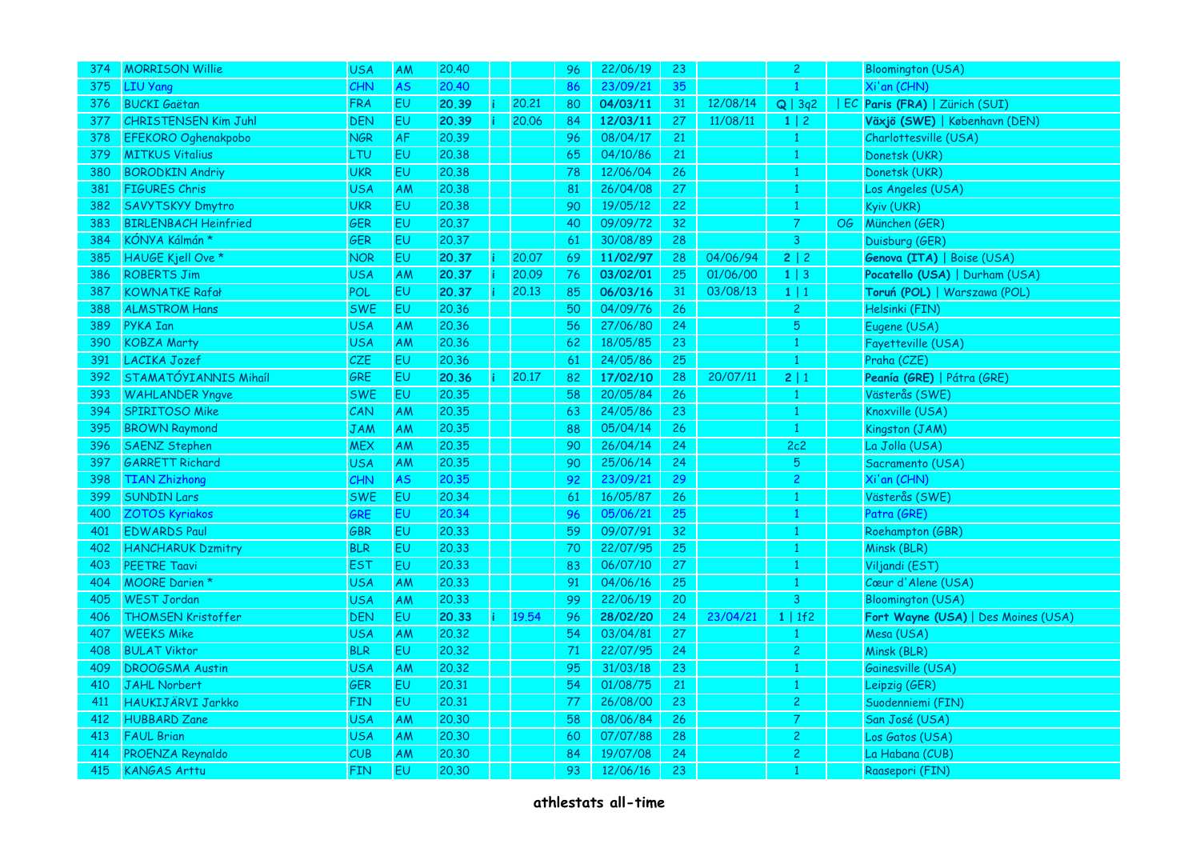| 374 | MORRISON Willie | USA | AM | 20.40 | | | 96 | 22/06/19 | 23 | | 2 | | Bloomington (USA) |
|---|---|---|---|---|---|---|---|---|---|---|---|---|---|
| 375 | LIU Yang | CHN | AS | 20.40 | | | 86 | 23/09/21 | 35 | | 1 | | Xi'an (CHN) |
| 376 | BUCKI Gaëtan | FRA | EU | **20.39** | i | 20.21 | 80 | **04/03/11** | 31 | 12/08/14 | **Q** \| 3q2 | \| EC | **Paris (FRA)** \| Zürich (SUI) |
| 377 | CHRISTENSEN Kim Juhl | DEN | EU | **20.39** | i | 20.06 | 84 | **12/03/11** | 27 | 11/08/11 | **1** \| 2 | | **Växjö (SWE)** \| København (DEN) |
| 378 | EFEKORO Oghenakpobo | NGR | AF | 20.39 | | | 96 | 08/04/17 | 21 | | 1 | | Charlottesville (USA) |
| 379 | MITKUS Vitalius | LTU | EU | 20.38 | | | 65 | 04/10/86 | 21 | | 1 | | Donetsk (UKR) |
| 380 | BORODKIN Andriy | UKR | EU | 20.38 | | | 78 | 12/06/04 | 26 | | 1 | | Donetsk (UKR) |
| 381 | FIGURES Chris | USA | AM | 20.38 | | | 81 | 26/04/08 | 27 | | 1 | | Los Angeles (USA) |
| 382 | SAVYTSKYY Dmytro | UKR | EU | 20.38 | | | 90 | 19/05/12 | 22 | | 1 | | Kyiv (UKR) |
| 383 | BIRLENBACH Heinfried | GER | EU | 20.37 | | | 40 | 09/09/72 | 32 | | 7 | OG | München (GER) |
| 384 | KÓNYA Kálmán * | GER | EU | 20.37 | | | 61 | 30/08/89 | 28 | | 3 | | Duisburg (GER) |
| 385 | HAUGE Kjell Ove * | NOR | EU | **20.37** | i | 20.07 | 69 | **11/02/97** | 28 | 04/06/94 | **2** \| 2 | | **Genova (ITA)** \| Boise (USA) |
| 386 | ROBERTS Jim | USA | AM | **20.37** | i | 20.09 | 76 | **03/02/01** | 25 | 01/06/00 | **1** \| 3 | | **Pocatello (USA)** \| Durham (USA) |
| 387 | KOWNATKE Rafał | POL | EU | **20.37** | i | 20.13 | 85 | **06/03/16** | 31 | 03/08/13 | **1** \| 1 | | **Toruń (POL)** \| Warszawa (POL) |
| 388 | ALMSTROM Hans | SWE | EU | 20.36 | | | 50 | 04/09/76 | 26 | | 2 | | Helsinki (FIN) |
| 389 | PYKA Ian | USA | AM | 20.36 | | | 56 | 27/06/80 | 24 | | 5 | | Eugene (USA) |
| 390 | KOBZA Marty | USA | AM | 20.36 | | | 62 | 18/05/85 | 23 | | 1 | | Fayetteville (USA) |
| 391 | LACIKA Jozef | CZE | EU | 20.36 | | | 61 | 24/05/86 | 25 | | 1 | | Praha (CZE) |
| 392 | STAMATÓYIANNIS Mihaíl | GRE | EU | **20.36** | i | 20.17 | 82 | **17/02/10** | 28 | 20/07/11 | **2** \| 1 | | **Peanía (GRE)** \| Pátra (GRE) |
| 393 | WAHLANDER Yngve | SWE | EU | 20.35 | | | 58 | 20/05/84 | 26 | | 1 | | Västerås (SWE) |
| 394 | SPIRITOSO Mike | CAN | AM | 20.35 | | | 63 | 24/05/86 | 23 | | 1 | | Knoxville (USA) |
| 395 | BROWN Raymond | JAM | AM | 20.35 | | | 88 | 05/04/14 | 26 | | 1 | | Kingston (JAM) |
| 396 | SAENZ Stephen | MEX | AM | 20.35 | | | 90 | 26/04/14 | 24 | | 2c2 | | La Jolla (USA) |
| 397 | GARRETT Richard | USA | AM | 20.35 | | | 90 | 25/06/14 | 24 | | 5 | | Sacramento (USA) |
| 398 | TIAN Zhizhong | CHN | AS | 20.35 | | | 92 | 23/09/21 | 29 | | 2 | | Xi'an (CHN) |
| 399 | SUNDIN Lars | SWE | EU | 20.34 | | | 61 | 16/05/87 | 26 | | 1 | | Västerås (SWE) |
| 400 | ZOTOS Kyriakos | GRE | EU | 20.34 | | | 96 | 05/06/21 | 25 | | 1 | | Patra (GRE) |
| 401 | EDWARDS Paul | GBR | EU | 20.33 | | | 59 | 09/07/91 | 32 | | 1 | | Roehampton (GBR) |
| 402 | HANCHARUK Dzmitry | BLR | EU | 20.33 | | | 70 | 22/07/95 | 25 | | 1 | | Minsk (BLR) |
| 403 | PEETRE Taavi | EST | EU | 20.33 | | | 83 | 06/07/10 | 27 | | 1 | | Viljandi (EST) |
| 404 | MOORE Darien * | USA | AM | 20.33 | | | 91 | 04/06/16 | 25 | | 1 | | Cœur d'Alene (USA) |
| 405 | WEST Jordan | USA | AM | 20.33 | | | 99 | 22/06/19 | 20 | | 3 | | Bloomington (USA) |
| 406 | THOMSEN Kristoffer | DEN | EU | **20.33** | i | 19.54 | 96 | **28/02/20** | 24 | 23/04/21 | **1** \| 1f2 | | **Fort Wayne (USA)** \| Des Moines (USA) |
| 407 | WEEKS Mike | USA | AM | 20.32 | | | 54 | 03/04/81 | 27 | | 1 | | Mesa (USA) |
| 408 | BULAT Viktor | BLR | EU | 20.32 | | | 71 | 22/07/95 | 24 | | 2 | | Minsk (BLR) |
| 409 | DROOGSMA Austin | USA | AM | 20.32 | | | 95 | 31/03/18 | 23 | | 1 | | Gainesville (USA) |
| 410 | JAHL Norbert | GER | EU | 20.31 | | | 54 | 01/08/75 | 21 | | 1 | | Leipzig (GER) |
| 411 | HAUKIJÄRVI Jarkko | FIN | EU | 20.31 | | | 77 | 26/08/00 | 23 | | 2 | | Suodenniemi (FIN) |
| 412 | HUBBARD Zane | USA | AM | 20.30 | | | 58 | 08/06/84 | 26 | | 7 | | San José (USA) |
| 413 | FAUL Brian | USA | AM | 20.30 | | | 60 | 07/07/88 | 28 | | 2 | | Los Gatos (USA) |
| 414 | PROENZA Reynaldo | CUB | AM | 20.30 | | | 84 | 19/07/08 | 24 | | 2 | | La Habana (CUB) |
| 415 | KANGAS Arttu | FIN | EU | 20.30 | | | 93 | 12/06/16 | 23 | | 1 | | Raasepori (FIN) |

**athlestats all-time**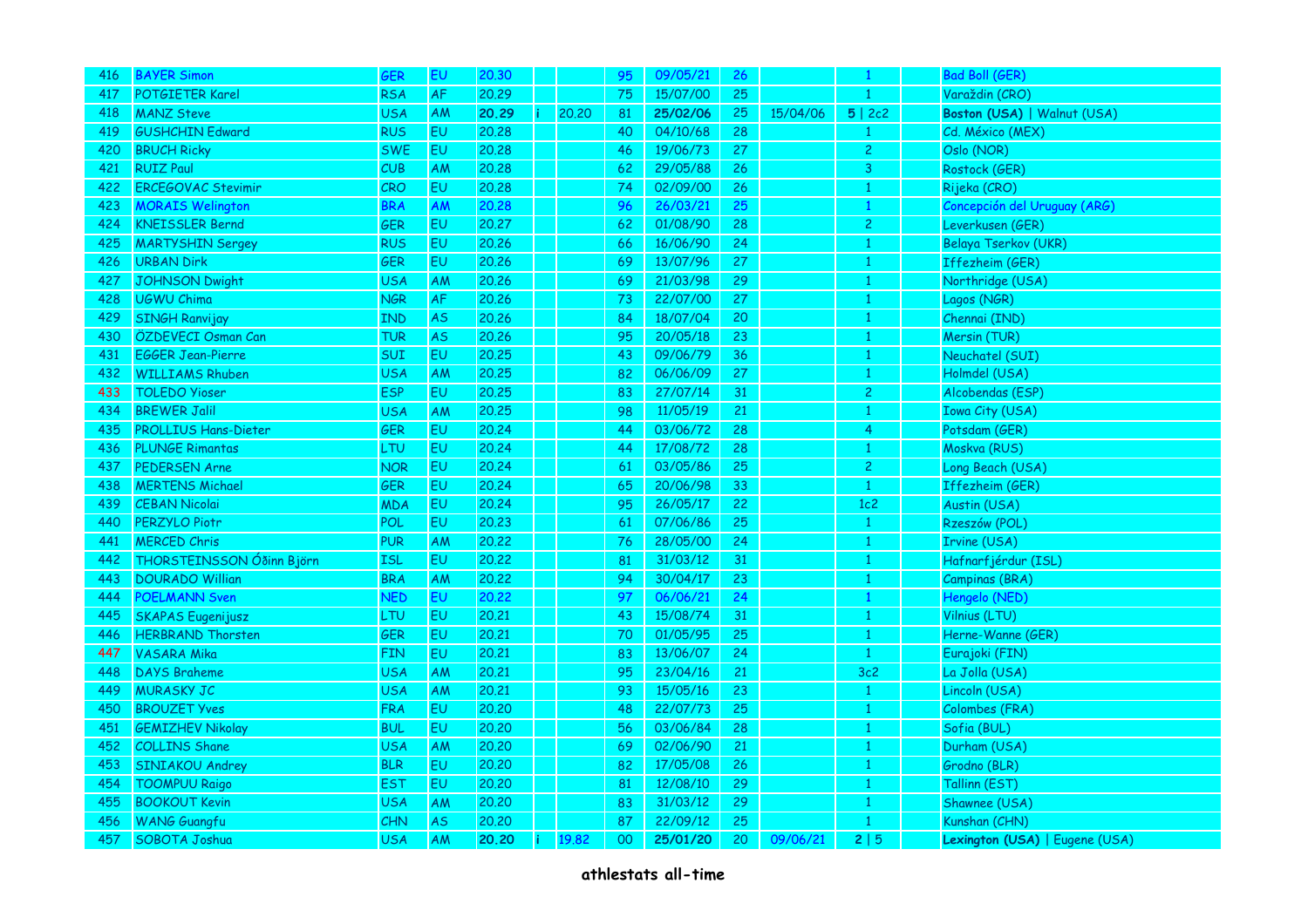| | | | | | | | | | | | | | |
|---|---|---|---|---|---|---|---|---|---|---|---|---|---|
| 416 | BAYER Simon | GER | EU | 20.30 | | | 95 | 09/05/21 | 26 | | 1 | | Bad Boll (GER) |
| 417 | POTGIETER Karel | RSA | AF | 20.29 | | | 75 | 15/07/00 | 25 | | 1 | | Varaždin (CRO) |
| 418 | MANZ Steve | USA | AM | **20.29** | i | 20.20 | 81 | **25/02/06** | 25 | 15/04/06 | **5** \| 2c2 | | **Boston (USA)** \| Walnut (USA) |
| 419 | GUSHCHIN Edward | RUS | EU | 20.28 | | | 40 | 04/10/68 | 28 | | 1 | | Cd. México (MEX) |
| 420 | BRUCH Ricky | SWE | EU | 20.28 | | | 46 | 19/06/73 | 27 | | 2 | | Oslo (NOR) |
| 421 | RUIZ Paul | CUB | AM | 20.28 | | | 62 | 29/05/88 | 26 | | 3 | | Rostock (GER) |
| 422 | ERCEGOVAC Stevimir | CRO | EU | 20.28 | | | 74 | 02/09/00 | 26 | | 1 | | Rijeka (CRO) |
| 423 | MORAIS Welington | BRA | AM | 20.28 | | | 96 | 26/03/21 | 25 | | 1 | | Concepción del Uruguay (ARG) |
| 424 | KNEISSLER Bernd | GER | EU | 20.27 | | | 62 | 01/08/90 | 28 | | 2 | | Leverkusen (GER) |
| 425 | MARTYSHIN Sergey | RUS | EU | 20.26 | | | 66 | 16/06/90 | 24 | | 1 | | Belaya Tserkov (UKR) |
| 426 | URBAN Dirk | GER | EU | 20.26 | | | 69 | 13/07/96 | 27 | | 1 | | Iffezheim (GER) |
| 427 | JOHNSON Dwight | USA | AM | 20.26 | | | 69 | 21/03/98 | 29 | | 1 | | Northridge (USA) |
| 428 | UGWU Chima | NGR | AF | 20.26 | | | 73 | 22/07/00 | 27 | | 1 | | Lagos (NGR) |
| 429 | SINGH Ranvijay | IND | AS | 20.26 | | | 84 | 18/07/04 | 20 | | 1 | | Chennai (IND) |
| 430 | ÖZDEVECI Osman Can | TUR | AS | 20.26 | | | 95 | 20/05/18 | 23 | | 1 | | Mersin (TUR) |
| 431 | EGGER Jean-Pierre | SUI | EU | 20.25 | | | 43 | 09/06/79 | 36 | | 1 | | Neuchatel (SUI) |
| 432 | WILLIAMS Rhuben | USA | AM | 20.25 | | | 82 | 06/06/09 | 27 | | 1 | | Holmdel (USA) |
| 433 | TOLEDO Yioser | ESP | EU | 20.25 | | | 83 | 27/07/14 | 31 | | 2 | | Alcobendas (ESP) |
| 434 | BREWER Jalil | USA | AM | 20.25 | | | 98 | 11/05/19 | 21 | | 1 | | Iowa City (USA) |
| 435 | PROLLIUS Hans-Dieter | GER | EU | 20.24 | | | 44 | 03/06/72 | 28 | | 4 | | Potsdam (GER) |
| 436 | PLUNGE Rimantas | LTU | EU | 20.24 | | | 44 | 17/08/72 | 28 | | 1 | | Moskva (RUS) |
| 437 | PEDERSEN Arne | NOR | EU | 20.24 | | | 61 | 03/05/86 | 25 | | 2 | | Long Beach (USA) |
| 438 | MERTENS Michael | GER | EU | 20.24 | | | 65 | 20/06/98 | 33 | | 1 | | Iffezheim (GER) |
| 439 | CEBAN Nicolai | MDA | EU | 20.24 | | | 95 | 26/05/17 | 22 | | 1c2 | | Austin (USA) |
| 440 | PERZYLO Piotr | POL | EU | 20.23 | | | 61 | 07/06/86 | 25 | | 1 | | Rzeszów (POL) |
| 441 | MERCED Chris | PUR | AM | 20.22 | | | 76 | 28/05/00 | 24 | | 1 | | Irvine (USA) |
| 442 | THORSTEINSSON Óðinn Björn | ISL | EU | 20.22 | | | 81 | 31/03/12 | 31 | | 1 | | Hafnarfjérdur (ISL) |
| 443 | DOURADO Willian | BRA | AM | 20.22 | | | 94 | 30/04/17 | 23 | | 1 | | Campinas (BRA) |
| 444 | POELMANN Sven | NED | EU | 20.22 | | | 97 | 06/06/21 | 24 | | 1 | | Hengelo (NED) |
| 445 | SKAPAS Eugenijusz | LTU | EU | 20.21 | | | 43 | 15/08/74 | 31 | | 1 | | Vilnius (LTU) |
| 446 | HERBRAND Thorsten | GER | EU | 20.21 | | | 70 | 01/05/95 | 25 | | 1 | | Herne-Wanne (GER) |
| 447 | VASARA Mika | FIN | EU | 20.21 | | | 83 | 13/06/07 | 24 | | 1 | | Eurajoki (FIN) |
| 448 | DAYS Braheme | USA | AM | 20.21 | | | 95 | 23/04/16 | 21 | | 3c2 | | La Jolla (USA) |
| 449 | MURASKY JC | USA | AM | 20.21 | | | 93 | 15/05/16 | 23 | | 1 | | Lincoln (USA) |
| 450 | BROUZET Yves | FRA | EU | 20.20 | | | 48 | 22/07/73 | 25 | | 1 | | Colombes (FRA) |
| 451 | GEMIZHEV Nikolay | BUL | EU | 20.20 | | | 56 | 03/06/84 | 28 | | 1 | | Sofia (BUL) |
| 452 | COLLINS Shane | USA | AM | 20.20 | | | 69 | 02/06/90 | 21 | | 1 | | Durham (USA) |
| 453 | SINIAKOU Andrey | BLR | EU | 20.20 | | | 82 | 17/05/08 | 26 | | 1 | | Grodno (BLR) |
| 454 | TOOMPUU Raigo | EST | EU | 20.20 | | | 81 | 12/08/10 | 29 | | 1 | | Tallinn (EST) |
| 455 | BOOKOUT Kevin | USA | AM | 20.20 | | | 83 | 31/03/12 | 29 | | 1 | | Shawnee (USA) |
| 456 | WANG Guangfu | CHN | AS | 20.20 | | | 87 | 22/09/12 | 25 | | 1 | | Kunshan (CHN) |
| 457 | SOBOTA Joshua | USA | AM | **20.20** | i | 19.82 | 00 | **25/01/20** | 20 | 09/06/21 | **2** \| 5 | | **Lexington (USA)** \| Eugene (USA) |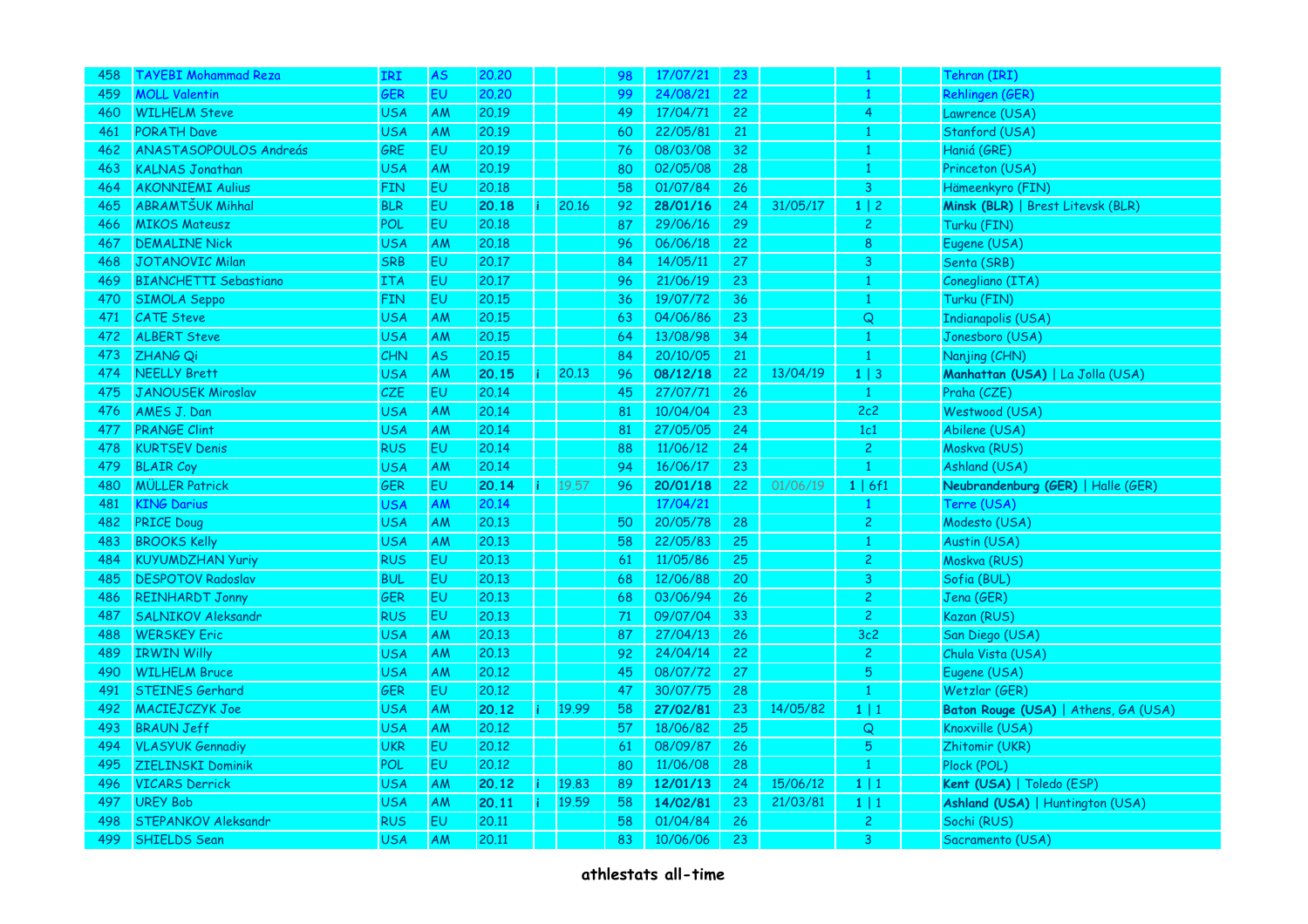| | | | | | | | | | | | | | |
|---|---|---|---|---|---|---|---|---|---|---|---|---|---|
| 458 | TAYEBI Mohammad Reza | IRI | AS | 20.20 | | | 98 | 17/07/21 | 23 | | 1 | | Tehran (IRI) |
| 459 | MOLL Valentin | GER | EU | 20.20 | | | 99 | 24/08/21 | 22 | | 1 | | Rehlingen (GER) |
| 460 | WILHELM Steve | USA | AM | 20.19 | | | 49 | 17/04/71 | 22 | | 4 | | Lawrence (USA) |
| 461 | PORATH Dave | USA | AM | 20.19 | | | 60 | 22/05/81 | 21 | | 1 | | Stanford (USA) |
| 462 | ANASTASOPOULOS Andreás | GRE | EU | 20.19 | | | 76 | 08/03/08 | 32 | | 1 | | Haniá (GRE) |
| 463 | KALNAS Jonathan | USA | AM | 20.19 | | | 80 | 02/05/08 | 28 | | 1 | | Princeton (USA) |
| 464 | AKONNIEMI Aulius | FIN | EU | 20.18 | | | 58 | 01/07/84 | 26 | | 3 | | Hämeenkyro (FIN) |
| 465 | ABRAMTŠUK Mihhal | BLR | EU | **20.18** | i | 20.16 | 92 | **28/01/16** | 24 | 31/05/17 | 1 \| 2 | | **Minsk (BLR)** \| Brest Litevsk (BLR) |
| 466 | MIKOS Mateusz | POL | EU | 20.18 | | | 87 | 29/06/16 | 29 | | 2 | | Turku (FIN) |
| 467 | DEMALINE Nick | USA | AM | 20.18 | | | 96 | 06/06/18 | 22 | | 8 | | Eugene (USA) |
| 468 | JOTANOVIC Milan | SRB | EU | 20.17 | | | 84 | 14/05/11 | 27 | | 3 | | Senta (SRB) |
| 469 | BIANCHETTI Sebastiano | ITA | EU | 20.17 | | | 96 | 21/06/19 | 23 | | 1 | | Conegliano (ITA) |
| 470 | SIMOLA Seppo | FIN | EU | 20.15 | | | 36 | 19/07/72 | 36 | | 1 | | Turku (FIN) |
| 471 | CATE Steve | USA | AM | 20.15 | | | 63 | 04/06/86 | 23 | | Q | | Indianapolis (USA) |
| 472 | ALBERT Steve | USA | AM | 20.15 | | | 64 | 13/08/98 | 34 | | 1 | | Jonesboro (USA) |
| 473 | ZHANG Qi | CHN | AS | 20.15 | | | 84 | 20/10/05 | 21 | | 1 | | Nanjing (CHN) |
| 474 | NEELLY Brett | USA | AM | **20.15** | i | 20.13 | 96 | **08/12/18** | 22 | 13/04/19 | 1 \| 3 | | **Manhattan (USA)** \| La Jolla (USA) |
| 475 | JANOUSEK Miroslav | CZE | EU | 20.14 | | | 45 | 27/07/71 | 26 | | 1 | | Praha (CZE) |
| 476 | AMES J. Dan | USA | AM | 20.14 | | | 81 | 10/04/04 | 23 | | 2c2 | | Westwood (USA) |
| 477 | PRANGE Clint | USA | AM | 20.14 | | | 81 | 27/05/05 | 24 | | 1c1 | | Abilene (USA) |
| 478 | KURTSEV Denis | RUS | EU | 20.14 | | | 88 | 11/06/12 | 24 | | 2 | | Moskva (RUS) |
| 479 | BLAIR Coy | USA | AM | 20.14 | | | 94 | 16/06/17 | 23 | | 1 | | Ashland (USA) |
| 480 | MÜLLER Patrick | GER | EU | **20.14** | i | 19.57 | 96 | **20/01/18** | 22 | 01/06/19 | 1 \| 6f1 | | **Neubrandenburg (GER)** \| Halle (GER) |
| 481 | KING Darius | USA | AM | 20.14 | | | | 17/04/21 | | | 1 | | Terre (USA) |
| 482 | PRICE Doug | USA | AM | 20.13 | | | 50 | 20/05/78 | 28 | | 2 | | Modesto (USA) |
| 483 | BROOKS Kelly | USA | AM | 20.13 | | | 58 | 22/05/83 | 25 | | 1 | | Austin (USA) |
| 484 | KUYUMDZHAN Yuriy | RUS | EU | 20.13 | | | 61 | 11/05/86 | 25 | | 2 | | Moskva (RUS) |
| 485 | DESPOTOV Radoslav | BUL | EU | 20.13 | | | 68 | 12/06/88 | 20 | | 3 | | Sofia (BUL) |
| 486 | REINHARDT Jonny | GER | EU | 20.13 | | | 68 | 03/06/94 | 26 | | 2 | | Jena (GER) |
| 487 | SALNIKOV Aleksandr | RUS | EU | 20.13 | | | 71 | 09/07/04 | 33 | | 2 | | Kazan (RUS) |
| 488 | WERSKEY Eric | USA | AM | 20.13 | | | 87 | 27/04/13 | 26 | | 3c2 | | San Diego (USA) |
| 489 | IRWIN Willy | USA | AM | 20.13 | | | 92 | 24/04/14 | 22 | | 2 | | Chula Vista (USA) |
| 490 | WILHELM Bruce | USA | AM | 20.12 | | | 45 | 08/07/72 | 27 | | 5 | | Eugene (USA) |
| 491 | STEINES Gerhard | GER | EU | 20.12 | | | 47 | 30/07/75 | 28 | | 1 | | Wetzlar (GER) |
| 492 | MACIEJCZYK Joe | USA | AM | **20.12** | i | 19.99 | 58 | **27/02/81** | 23 | 14/05/82 | 1 \| 1 | | **Baton Rouge (USA)** \| Athens, GA (USA) |
| 493 | BRAUN Jeff | USA | AM | 20.12 | | | 57 | 18/06/82 | 25 | | Q | | Knoxville (USA) |
| 494 | VLASYUK Gennadiy | UKR | EU | 20.12 | | | 61 | 08/09/87 | 26 | | 5 | | Zhitomir (UKR) |
| 495 | ZIELINSKI Dominik | POL | EU | 20.12 | | | 80 | 11/06/08 | 28 | | 1 | | Plock (POL) |
| 496 | VICARS Derrick | USA | AM | **20.12** | i | 19.83 | 89 | **12/01/13** | 24 | 15/06/12 | 1 \| 1 | | **Kent (USA)** \| Toledo (ESP) |
| 497 | UREY Bob | USA | AM | **20.11** | i | 19.59 | 58 | **14/02/81** | 23 | 21/03/81 | 1 \| 1 | | **Ashland (USA)** \| Huntington (USA) |
| 498 | STEPANKOV Aleksandr | RUS | EU | 20.11 | | | 58 | 01/04/84 | 26 | | 2 | | Sochi (RUS) |
| 499 | SHIELDS Sean | USA | AM | 20.11 | | | 83 | 10/06/06 | 23 | | 3 | | Sacramento (USA) |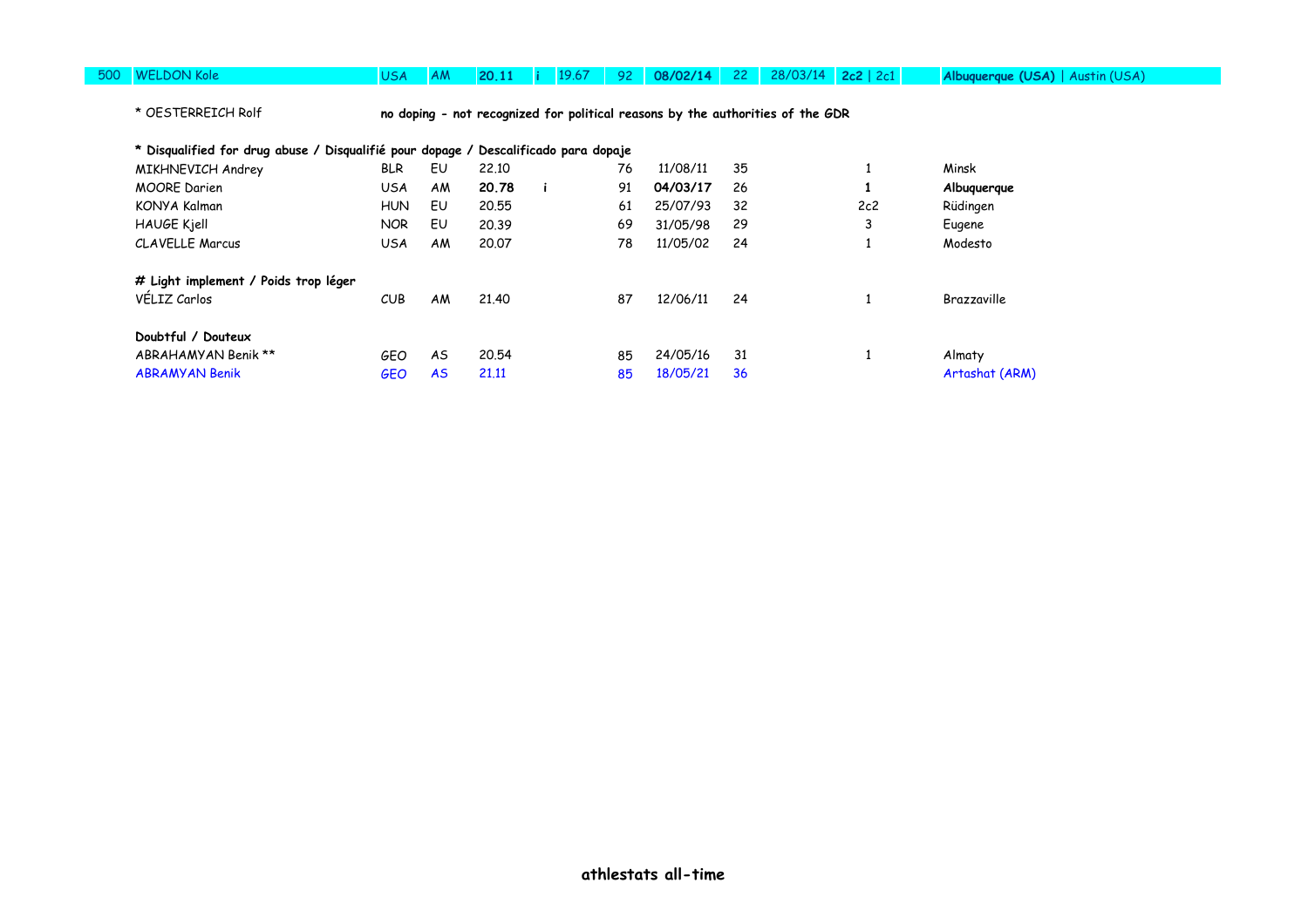| | | | | | | | | | | | | |
|---|---|---|---|---|---|---|---|---|---|---|---|---|
| 500 | WELDON Kole | USA | AM | **20.11** | i | 19.67 | 92 | **08/02/14** | 22 | 28/03/14 | **2c2** \| 2c1 | **Albuquerque (USA)** \| Austin (USA) |

\* OESTERREICH Rolf — **no doping - not recognized for political reasons by the authorities of the GDR**

**\* Disqualified for drug abuse / Disqualifié pour dopage / Descalificado para dopaje**

| | | | | | | | | | |
|---|---|---|---|---|---|---|---|---|---|
| MIKHNEVICH Andrey | BLR | EU | 22.10 | | 76 | 11/08/11 | 35 | 1 | Minsk |
| MOORE Darien | USA | AM | **20.78** | i | 91 | **04/03/17** | 26 | **1** | **Albuquerque** |
| KONYA Kalman | HUN | EU | 20.55 | | 61 | 25/07/93 | 32 | 2c2 | Rüdingen |
| HAUGE Kjell | NOR | EU | 20.39 | | 69 | 31/05/98 | 29 | 3 | Eugene |
| CLAVELLE Marcus | USA | AM | 20.07 | | 78 | 11/05/02 | 24 | 1 | Modesto |

**# Light implement / Poids trop léger**

| | | | | | | | | |
|---|---|---|---|---|---|---|---|---|
| VÉLIZ Carlos | CUB | AM | 21.40 | 87 | 12/06/11 | 24 | 1 | Brazzaville |

**Doubtful / Douteux**

| | | | | | | | | |
|---|---|---|---|---|---|---|---|---|
| ABRAHAMYAN Benik ** | GEO | AS | 20.54 | 85 | 24/05/16 | 31 | 1 | Almaty |
| ABRAMYAN Benik | GEO | AS | 21.11 | 85 | 18/05/21 | 36 | | Artashat (ARM) |